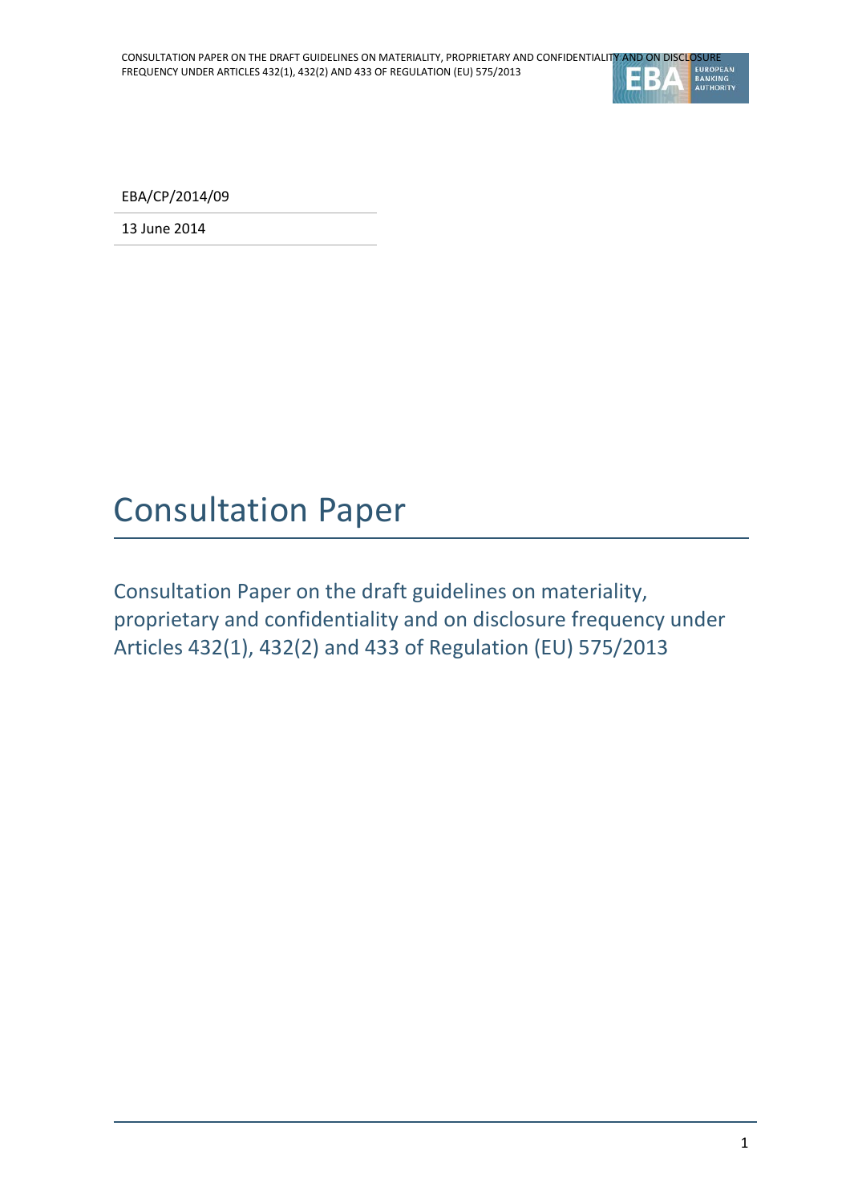EBA/CP/2014/09

13 June 2014

# Consultation Paper

## Consultation Paper on the draft guidelines on materiality, proprietary and confidentiality and on disclosure frequency under Articles 432(1), 432(2) and 433 of Regulation (EU) 575/2013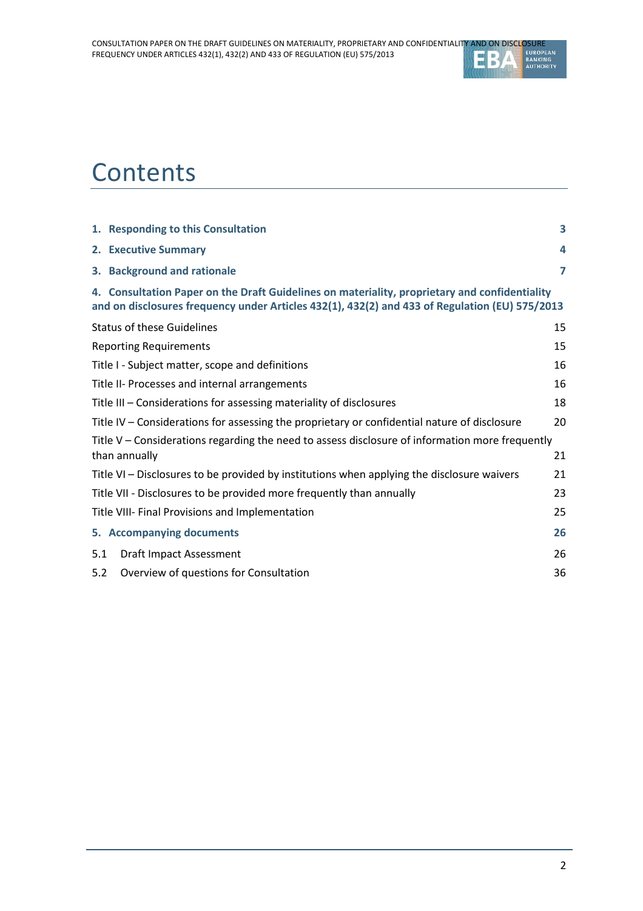# Contents

| | |
|---|---|
| **1. Responding to this Consultation** | **3** |
| **2. Executive Summary** | **4** |
| **3. Background and rationale** | **7** |
| **4. Consultation Paper on the Draft Guidelines on materiality, proprietary and confidentiality and on disclosures frequency under Articles 432(1), 432(2) and 433 of Regulation (EU) 575/2013** | |
| Status of these Guidelines | 15 |
| Reporting Requirements | 15 |
| Title I - Subject matter, scope and definitions | 16 |
| Title II- Processes and internal arrangements | 16 |
| Title III – Considerations for assessing materiality of disclosures | 18 |
| Title IV – Considerations for assessing the proprietary or confidential nature of disclosure | 20 |
| Title V – Considerations regarding the need to assess disclosure of information more frequently than annually | 21 |
| Title VI – Disclosures to be provided by institutions when applying the disclosure waivers | 21 |
| Title VII - Disclosures to be provided more frequently than annually | 23 |
| Title VIII- Final Provisions and Implementation | 25 |
| **5. Accompanying documents** | **26** |
| 5.1 Draft Impact Assessment | 26 |
| 5.2 Overview of questions for Consultation | 36 |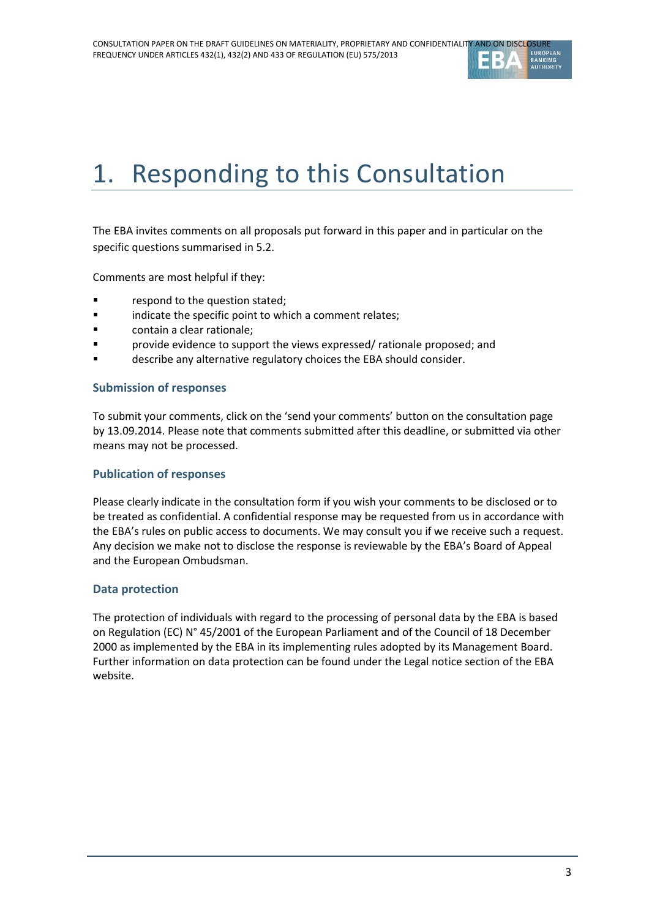# 1. Responding to this Consultation

The EBA invites comments on all proposals put forward in this paper and in particular on the specific questions summarised in 5.2.

Comments are most helpful if they:

- respond to the question stated;
- indicate the specific point to which a comment relates;
- contain a clear rationale;
- provide evidence to support the views expressed/ rationale proposed; and
- describe any alternative regulatory choices the EBA should consider.

### Submission of responses

To submit your comments, click on the 'send your comments' button on the consultation page by 13.09.2014. Please note that comments submitted after this deadline, or submitted via other means may not be processed.

### Publication of responses

Please clearly indicate in the consultation form if you wish your comments to be disclosed or to be treated as confidential. A confidential response may be requested from us in accordance with the EBA's rules on public access to documents. We may consult you if we receive such a request. Any decision we make not to disclose the response is reviewable by the EBA's Board of Appeal and the European Ombudsman.

### Data protection

The protection of individuals with regard to the processing of personal data by the EBA is based on Regulation (EC) N° 45/2001 of the European Parliament and of the Council of 18 December 2000 as implemented by the EBA in its implementing rules adopted by its Management Board. Further information on data protection can be found under the Legal notice section of the EBA website.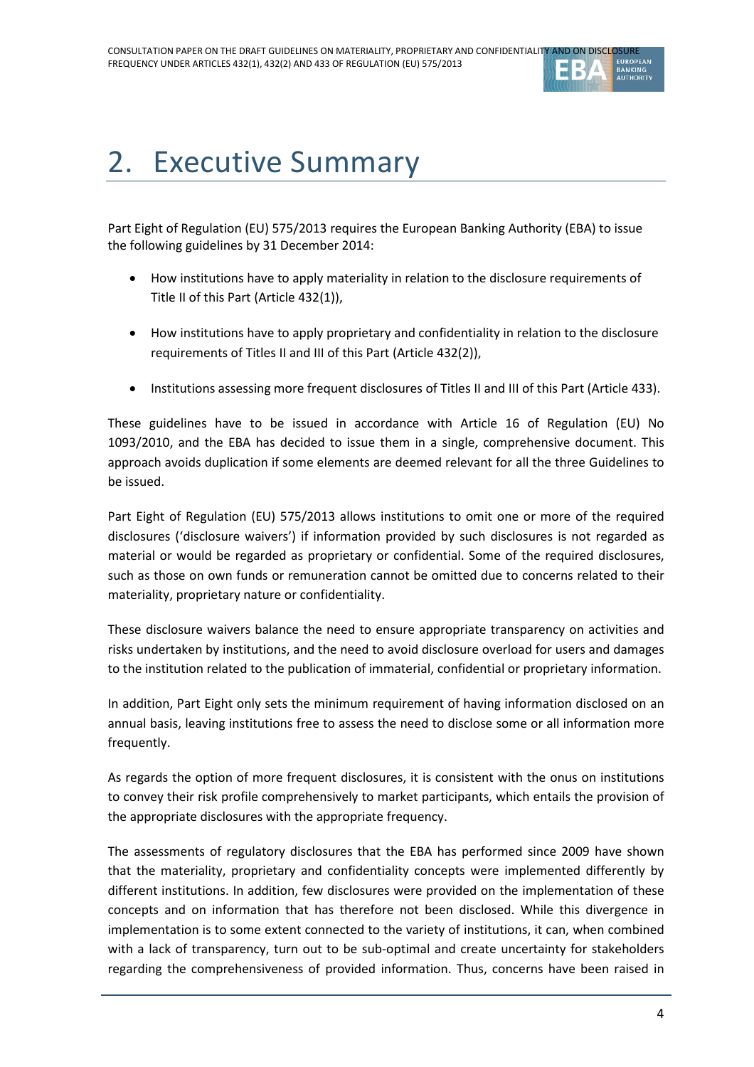# 2. Executive Summary

Part Eight of Regulation (EU) 575/2013 requires the European Banking Authority (EBA) to issue the following guidelines by 31 December 2014:

- How institutions have to apply materiality in relation to the disclosure requirements of Title II of this Part (Article 432(1)),
- How institutions have to apply proprietary and confidentiality in relation to the disclosure requirements of Titles II and III of this Part (Article 432(2)),
- Institutions assessing more frequent disclosures of Titles II and III of this Part (Article 433).

These guidelines have to be issued in accordance with Article 16 of Regulation (EU) No 1093/2010, and the EBA has decided to issue them in a single, comprehensive document. This approach avoids duplication if some elements are deemed relevant for all the three Guidelines to be issued.

Part Eight of Regulation (EU) 575/2013 allows institutions to omit one or more of the required disclosures ('disclosure waivers') if information provided by such disclosures is not regarded as material or would be regarded as proprietary or confidential. Some of the required disclosures, such as those on own funds or remuneration cannot be omitted due to concerns related to their materiality, proprietary nature or confidentiality.

These disclosure waivers balance the need to ensure appropriate transparency on activities and risks undertaken by institutions, and the need to avoid disclosure overload for users and damages to the institution related to the publication of immaterial, confidential or proprietary information.

In addition, Part Eight only sets the minimum requirement of having information disclosed on an annual basis, leaving institutions free to assess the need to disclose some or all information more frequently.

As regards the option of more frequent disclosures, it is consistent with the onus on institutions to convey their risk profile comprehensively to market participants, which entails the provision of the appropriate disclosures with the appropriate frequency.

The assessments of regulatory disclosures that the EBA has performed since 2009 have shown that the materiality, proprietary and confidentiality concepts were implemented differently by different institutions. In addition, few disclosures were provided on the implementation of these concepts and on information that has therefore not been disclosed. While this divergence in implementation is to some extent connected to the variety of institutions, it can, when combined with a lack of transparency, turn out to be sub-optimal and create uncertainty for stakeholders regarding the comprehensiveness of provided information. Thus, concerns have been raised in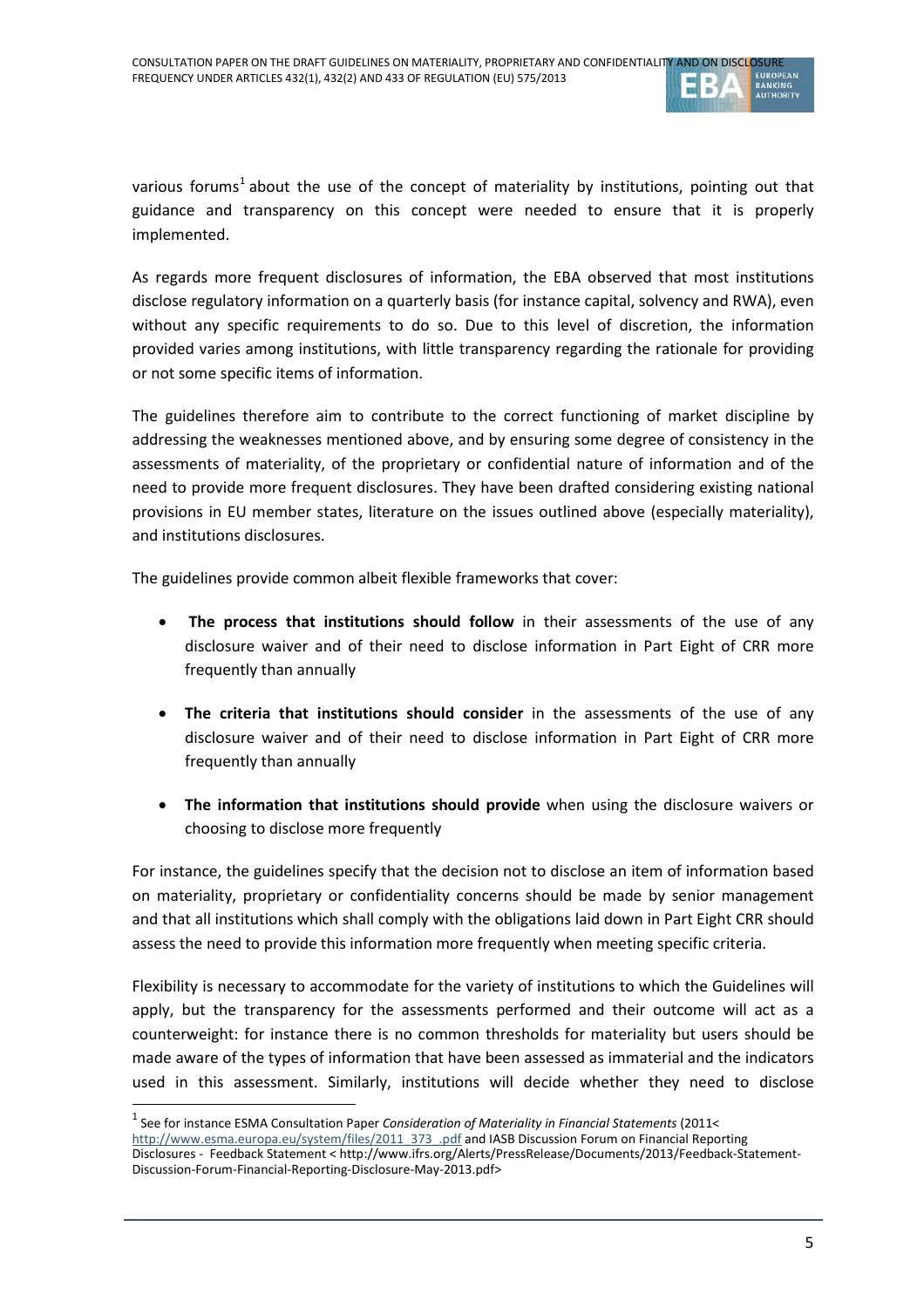various forums[1] about the use of the concept of materiality by institutions, pointing out that guidance and transparency on this concept were needed to ensure that it is properly implemented.

As regards more frequent disclosures of information, the EBA observed that most institutions disclose regulatory information on a quarterly basis (for instance capital, solvency and RWA), even without any specific requirements to do so. Due to this level of discretion, the information provided varies among institutions, with little transparency regarding the rationale for providing or not some specific items of information.

The guidelines therefore aim to contribute to the correct functioning of market discipline by addressing the weaknesses mentioned above, and by ensuring some degree of consistency in the assessments of materiality, of the proprietary or confidential nature of information and of the need to provide more frequent disclosures. They have been drafted considering existing national provisions in EU member states, literature on the issues outlined above (especially materiality), and institutions disclosures.

The guidelines provide common albeit flexible frameworks that cover:

- **The process that institutions should follow** in their assessments of the use of any disclosure waiver and of their need to disclose information in Part Eight of CRR more frequently than annually
- **The criteria that institutions should consider** in the assessments of the use of any disclosure waiver and of their need to disclose information in Part Eight of CRR more frequently than annually
- **The information that institutions should provide** when using the disclosure waivers or choosing to disclose more frequently

For instance, the guidelines specify that the decision not to disclose an item of information based on materiality, proprietary or confidentiality concerns should be made by senior management and that all institutions which shall comply with the obligations laid down in Part Eight CRR should assess the need to provide this information more frequently when meeting specific criteria.

Flexibility is necessary to accommodate for the variety of institutions to which the Guidelines will apply, but the transparency for the assessments performed and their outcome will act as a counterweight: for instance there is no common thresholds for materiality but users should be made aware of the types of information that have been assessed as immaterial and the indicators used in this assessment. Similarly, institutions will decide whether they need to disclose

[1] See for instance ESMA Consultation Paper *Consideration of Materiality in Financial Statements* (2011< http://www.esma.europa.eu/system/files/2011_373_.pdf and IASB Discussion Forum on Financial Reporting Disclosures - Feedback Statement < http://www.ifrs.org/Alerts/PressRelease/Documents/2013/Feedback-Statement-Discussion-Forum-Financial-Reporting-Disclosure-May-2013.pdf>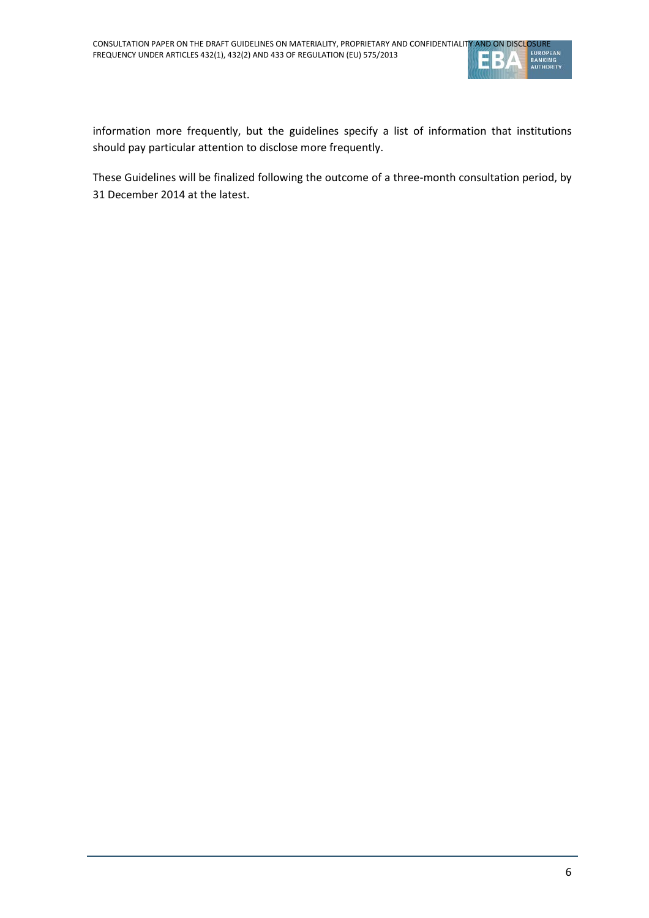information more frequently, but the guidelines specify a list of information that institutions should pay particular attention to disclose more frequently.

These Guidelines will be finalized following the outcome of a three-month consultation period, by 31 December 2014 at the latest.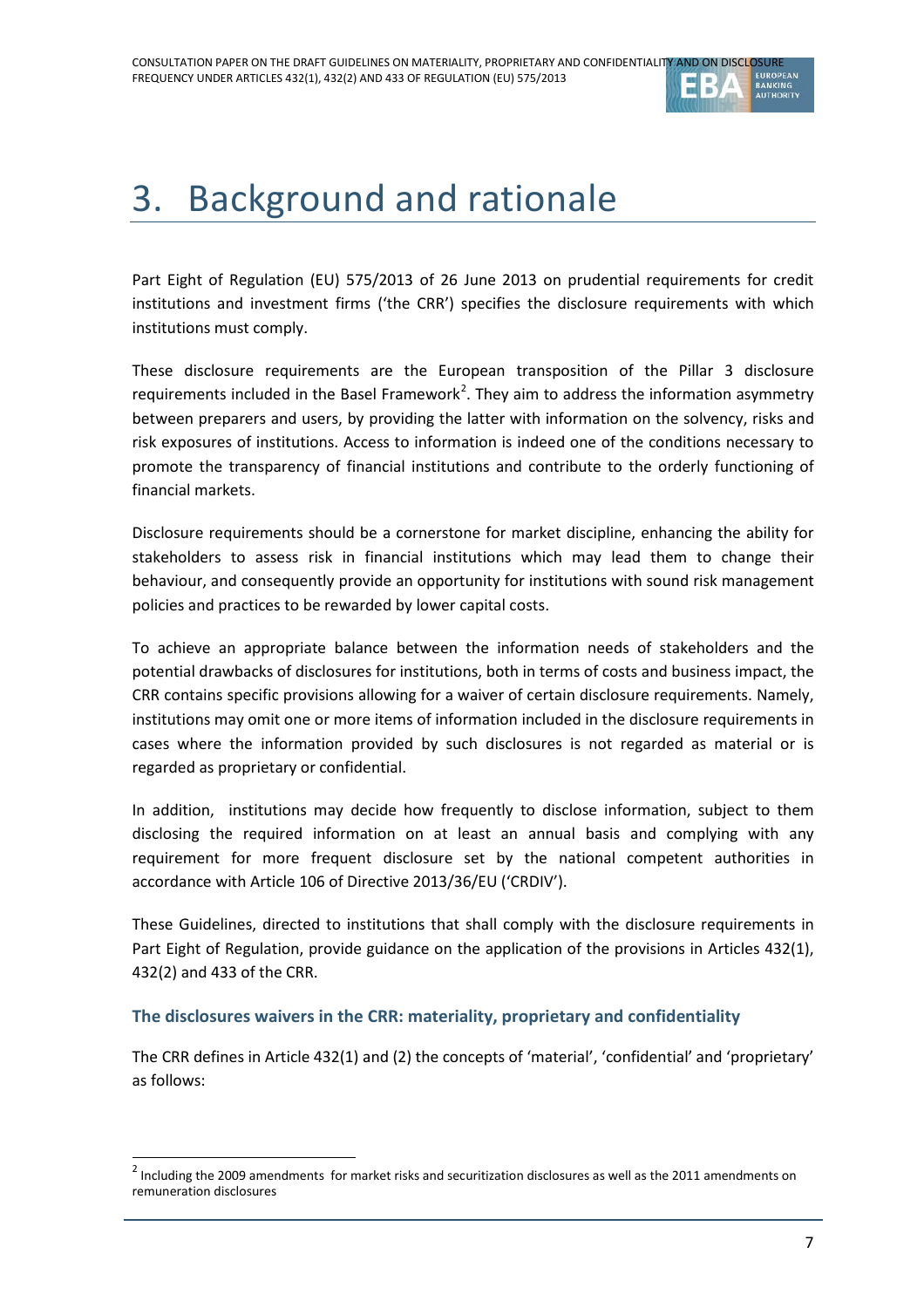# 3. Background and rationale

Part Eight of Regulation (EU) 575/2013 of 26 June 2013 on prudential requirements for credit institutions and investment firms ('the CRR') specifies the disclosure requirements with which institutions must comply.

These disclosure requirements are the European transposition of the Pillar 3 disclosure requirements included in the Basel Framework[2]. They aim to address the information asymmetry between preparers and users, by providing the latter with information on the solvency, risks and risk exposures of institutions. Access to information is indeed one of the conditions necessary to promote the transparency of financial institutions and contribute to the orderly functioning of financial markets.

Disclosure requirements should be a cornerstone for market discipline, enhancing the ability for stakeholders to assess risk in financial institutions which may lead them to change their behaviour, and consequently provide an opportunity for institutions with sound risk management policies and practices to be rewarded by lower capital costs.

To achieve an appropriate balance between the information needs of stakeholders and the potential drawbacks of disclosures for institutions, both in terms of costs and business impact, the CRR contains specific provisions allowing for a waiver of certain disclosure requirements. Namely, institutions may omit one or more items of information included in the disclosure requirements in cases where the information provided by such disclosures is not regarded as material or is regarded as proprietary or confidential.

In addition, institutions may decide how frequently to disclose information, subject to them disclosing the required information on at least an annual basis and complying with any requirement for more frequent disclosure set by the national competent authorities in accordance with Article 106 of Directive 2013/36/EU ('CRDIV').

These Guidelines, directed to institutions that shall comply with the disclosure requirements in Part Eight of Regulation, provide guidance on the application of the provisions in Articles 432(1), 432(2) and 433 of the CRR.

### The disclosures waivers in the CRR: materiality, proprietary and confidentiality

The CRR defines in Article 432(1) and (2) the concepts of 'material', 'confidential' and 'proprietary' as follows:

[2] Including the 2009 amendments for market risks and securitization disclosures as well as the 2011 amendments on remuneration disclosures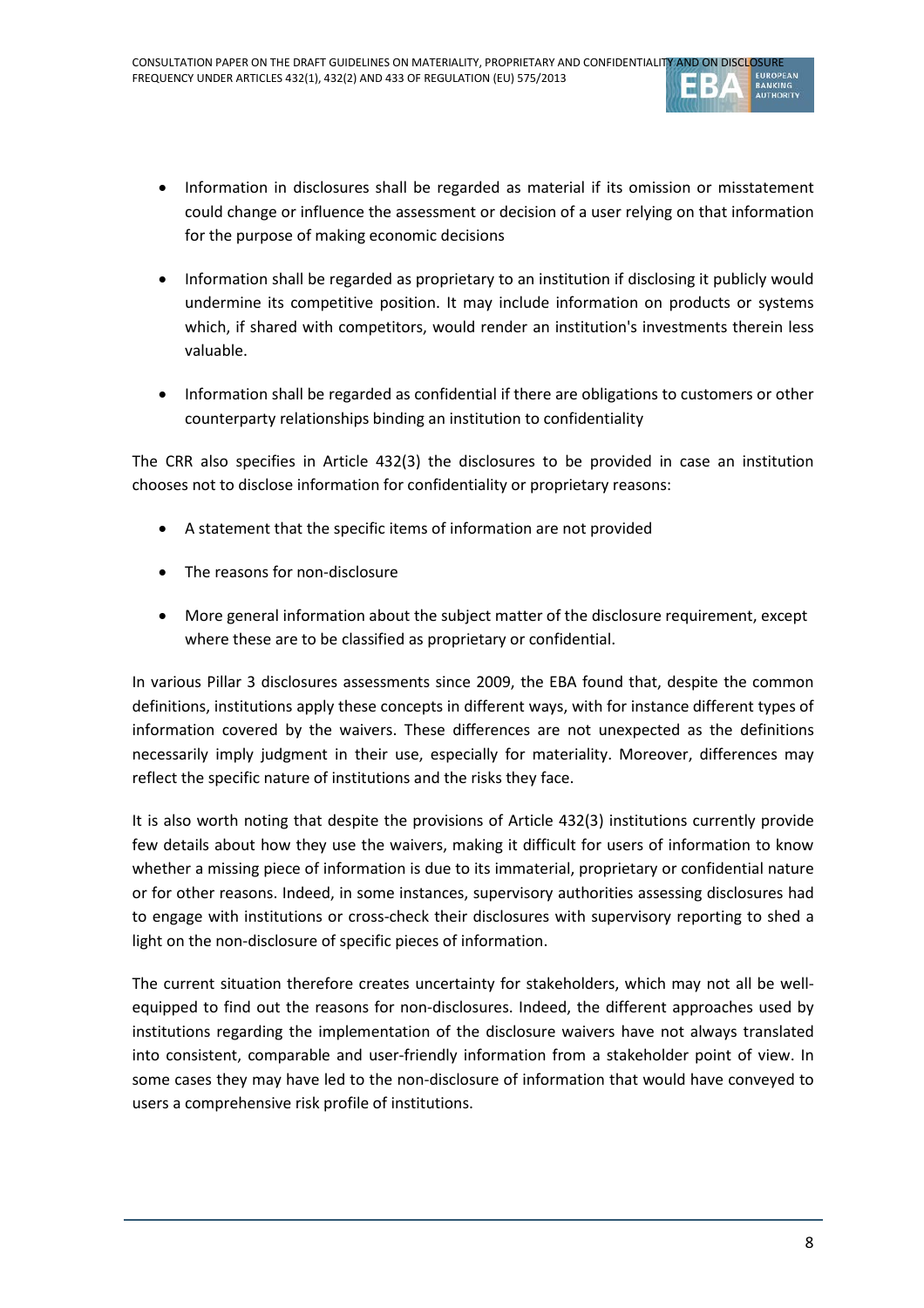- Information in disclosures shall be regarded as material if its omission or misstatement could change or influence the assessment or decision of a user relying on that information for the purpose of making economic decisions

- Information shall be regarded as proprietary to an institution if disclosing it publicly would undermine its competitive position. It may include information on products or systems which, if shared with competitors, would render an institution's investments therein less valuable.

- Information shall be regarded as confidential if there are obligations to customers or other counterparty relationships binding an institution to confidentiality

The CRR also specifies in Article 432(3) the disclosures to be provided in case an institution chooses not to disclose information for confidentiality or proprietary reasons:

- A statement that the specific items of information are not provided

- The reasons for non-disclosure

- More general information about the subject matter of the disclosure requirement, except where these are to be classified as proprietary or confidential.

In various Pillar 3 disclosures assessments since 2009, the EBA found that, despite the common definitions, institutions apply these concepts in different ways, with for instance different types of information covered by the waivers. These differences are not unexpected as the definitions necessarily imply judgment in their use, especially for materiality. Moreover, differences may reflect the specific nature of institutions and the risks they face.

It is also worth noting that despite the provisions of Article 432(3) institutions currently provide few details about how they use the waivers, making it difficult for users of information to know whether a missing piece of information is due to its immaterial, proprietary or confidential nature or for other reasons. Indeed, in some instances, supervisory authorities assessing disclosures had to engage with institutions or cross-check their disclosures with supervisory reporting to shed a light on the non-disclosure of specific pieces of information.

The current situation therefore creates uncertainty for stakeholders, which may not all be well-equipped to find out the reasons for non-disclosures. Indeed, the different approaches used by institutions regarding the implementation of the disclosure waivers have not always translated into consistent, comparable and user-friendly information from a stakeholder point of view. In some cases they may have led to the non-disclosure of information that would have conveyed to users a comprehensive risk profile of institutions.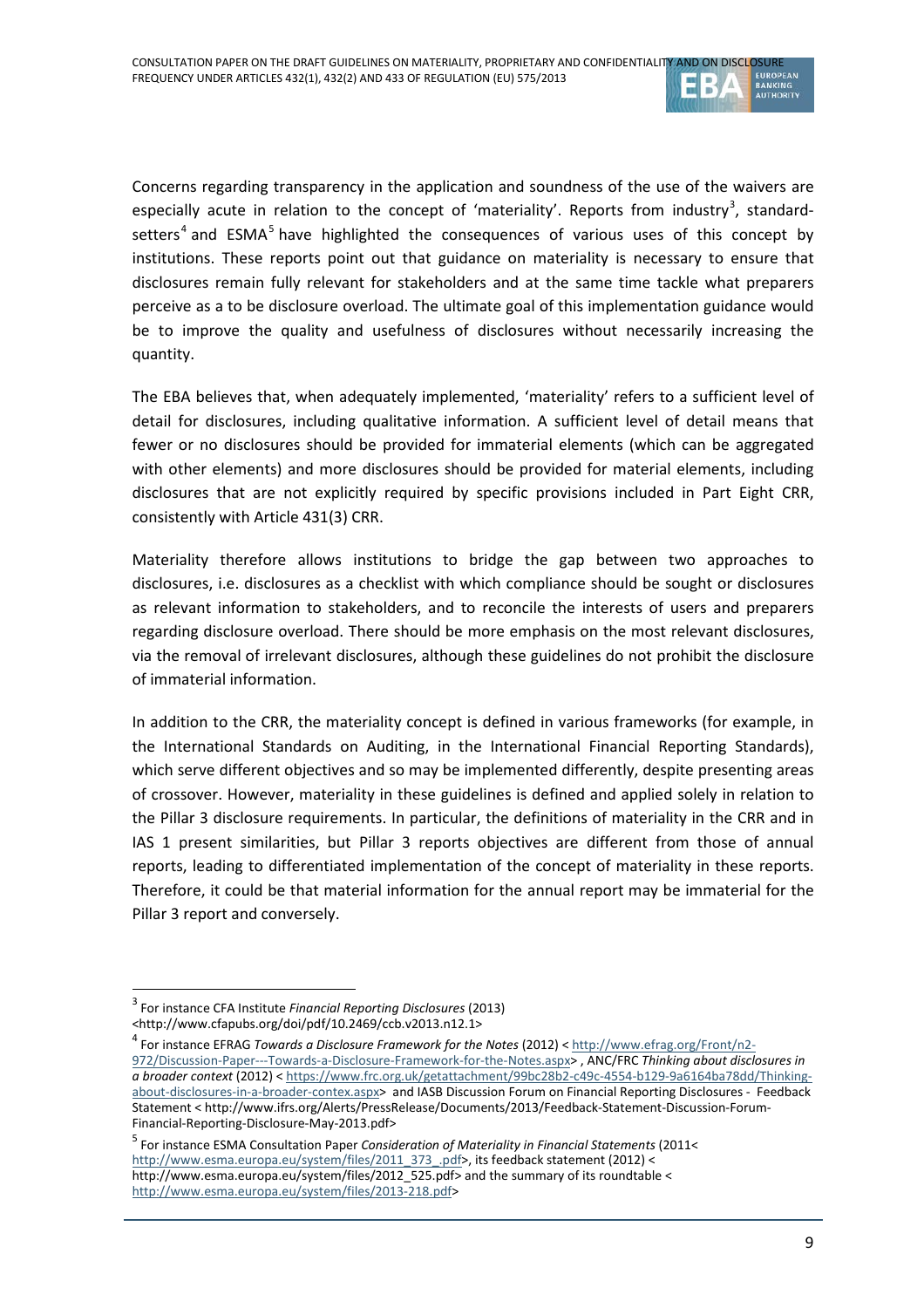Concerns regarding transparency in the application and soundness of the use of the waivers are especially acute in relation to the concept of 'materiality'. Reports from industry[3], standard-setters[4] and ESMA[5] have highlighted the consequences of various uses of this concept by institutions. These reports point out that guidance on materiality is necessary to ensure that disclosures remain fully relevant for stakeholders and at the same time tackle what preparers perceive as a to be disclosure overload. The ultimate goal of this implementation guidance would be to improve the quality and usefulness of disclosures without necessarily increasing the quantity.

The EBA believes that, when adequately implemented, 'materiality' refers to a sufficient level of detail for disclosures, including qualitative information. A sufficient level of detail means that fewer or no disclosures should be provided for immaterial elements (which can be aggregated with other elements) and more disclosures should be provided for material elements, including disclosures that are not explicitly required by specific provisions included in Part Eight CRR, consistently with Article 431(3) CRR.

Materiality therefore allows institutions to bridge the gap between two approaches to disclosures, i.e. disclosures as a checklist with which compliance should be sought or disclosures as relevant information to stakeholders, and to reconcile the interests of users and preparers regarding disclosure overload. There should be more emphasis on the most relevant disclosures, via the removal of irrelevant disclosures, although these guidelines do not prohibit the disclosure of immaterial information.

In addition to the CRR, the materiality concept is defined in various frameworks (for example, in the International Standards on Auditing, in the International Financial Reporting Standards), which serve different objectives and so may be implemented differently, despite presenting areas of crossover. However, materiality in these guidelines is defined and applied solely in relation to the Pillar 3 disclosure requirements. In particular, the definitions of materiality in the CRR and in IAS 1 present similarities, but Pillar 3 reports objectives are different from those of annual reports, leading to differentiated implementation of the concept of materiality in these reports. Therefore, it could be that material information for the annual report may be immaterial for the Pillar 3 report and conversely.

---

[3] For instance CFA Institute *Financial Reporting Disclosures* (2013) <http://www.cfapubs.org/doi/pdf/10.2469/ccb.v2013.n12.1>

[4] For instance EFRAG *Towards a Disclosure Framework for the Notes* (2012) < http://www.efrag.org/Front/n2-972/Discussion-Paper---Towards-a-Disclosure-Framework-for-the-Notes.aspx> , ANC/FRC *Thinking about disclosures in a broader context* (2012) < https://www.frc.org.uk/getattachment/99bc28b2-c49c-4554-b129-9a6164ba78dd/Thinking-about-disclosures-in-a-broader-contex.aspx> and IASB Discussion Forum on Financial Reporting Disclosures - Feedback Statement < http://www.ifrs.org/Alerts/PressRelease/Documents/2013/Feedback-Statement-Discussion-Forum-Financial-Reporting-Disclosure-May-2013.pdf>

[5] For instance ESMA Consultation Paper *Consideration of Materiality in Financial Statements* (2011< http://www.esma.europa.eu/system/files/2011_373_.pdf>, its feedback statement (2012) < http://www.esma.europa.eu/system/files/2012_525.pdf> and the summary of its roundtable < http://www.esma.europa.eu/system/files/2013-218.pdf>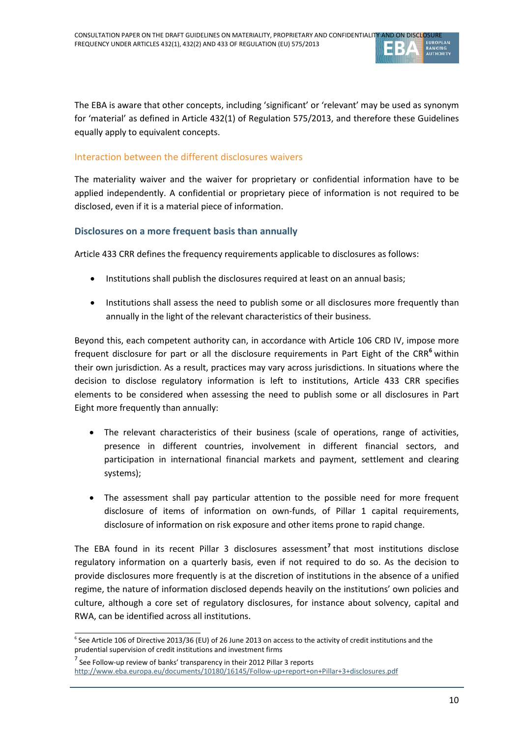The EBA is aware that other concepts, including 'significant' or 'relevant' may be used as synonym for 'material' as defined in Article 432(1) of Regulation 575/2013, and therefore these Guidelines equally apply to equivalent concepts.

### Interaction between the different disclosures waivers

The materiality waiver and the waiver for proprietary or confidential information have to be applied independently. A confidential or proprietary piece of information is not required to be disclosed, even if it is a material piece of information.

## Disclosures on a more frequent basis than annually

Article 433 CRR defines the frequency requirements applicable to disclosures as follows:

- Institutions shall publish the disclosures required at least on an annual basis;
- Institutions shall assess the need to publish some or all disclosures more frequently than annually in the light of the relevant characteristics of their business.

Beyond this, each competent authority can, in accordance with Article 106 CRD IV, impose more frequent disclosure for part or all the disclosure requirements in Part Eight of the CRR[6] within their own jurisdiction. As a result, practices may vary across jurisdictions. In situations where the decision to disclose regulatory information is left to institutions, Article 433 CRR specifies elements to be considered when assessing the need to publish some or all disclosures in Part Eight more frequently than annually:

- The relevant characteristics of their business (scale of operations, range of activities, presence in different countries, involvement in different financial sectors, and participation in international financial markets and payment, settlement and clearing systems);
- The assessment shall pay particular attention to the possible need for more frequent disclosure of items of information on own-funds, of Pillar 1 capital requirements, disclosure of information on risk exposure and other items prone to rapid change.

The EBA found in its recent Pillar 3 disclosures assessment[7] that most institutions disclose regulatory information on a quarterly basis, even if not required to do so. As the decision to provide disclosures more frequently is at the discretion of institutions in the absence of a unified regime, the nature of information disclosed depends heavily on the institutions' own policies and culture, although a core set of regulatory disclosures, for instance about solvency, capital and RWA, can be identified across all institutions.

[6] See Article 106 of Directive 2013/36 (EU) of 26 June 2013 on access to the activity of credit institutions and the prudential supervision of credit institutions and investment firms

[7] See Follow-up review of banks' transparency in their 2012 Pillar 3 reports http://www.eba.europa.eu/documents/10180/16145/Follow-up+report+on+Pillar+3+disclosures.pdf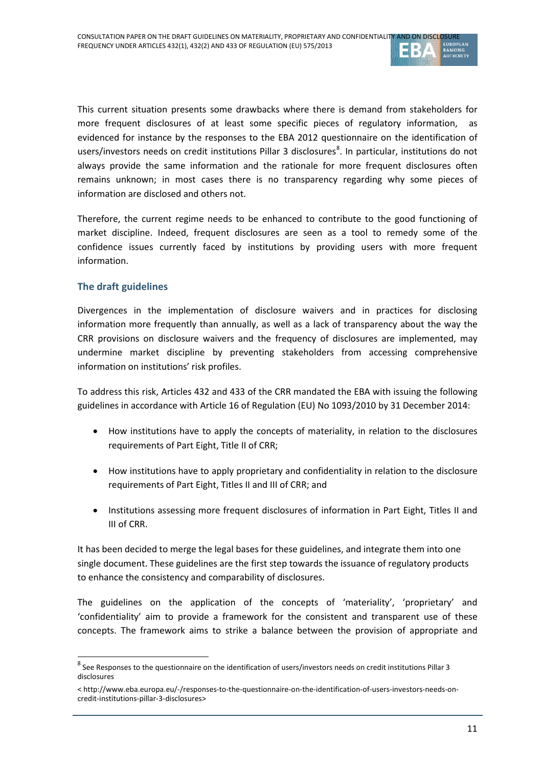This current situation presents some drawbacks where there is demand from stakeholders for more frequent disclosures of at least some specific pieces of regulatory information, as evidenced for instance by the responses to the EBA 2012 questionnaire on the identification of users/investors needs on credit institutions Pillar 3 disclosures[8]. In particular, institutions do not always provide the same information and the rationale for more frequent disclosures often remains unknown; in most cases there is no transparency regarding why some pieces of information are disclosed and others not.

Therefore, the current regime needs to be enhanced to contribute to the good functioning of market discipline. Indeed, frequent disclosures are seen as a tool to remedy some of the confidence issues currently faced by institutions by providing users with more frequent information.

## The draft guidelines

Divergences in the implementation of disclosure waivers and in practices for disclosing information more frequently than annually, as well as a lack of transparency about the way the CRR provisions on disclosure waivers and the frequency of disclosures are implemented, may undermine market discipline by preventing stakeholders from accessing comprehensive information on institutions' risk profiles.

To address this risk, Articles 432 and 433 of the CRR mandated the EBA with issuing the following guidelines in accordance with Article 16 of Regulation (EU) No 1093/2010 by 31 December 2014:

- How institutions have to apply the concepts of materiality, in relation to the disclosures requirements of Part Eight, Title II of CRR;
- How institutions have to apply proprietary and confidentiality in relation to the disclosure requirements of Part Eight, Titles II and III of CRR; and
- Institutions assessing more frequent disclosures of information in Part Eight, Titles II and III of CRR.

It has been decided to merge the legal bases for these guidelines, and integrate them into one single document. These guidelines are the first step towards the issuance of regulatory products to enhance the consistency and comparability of disclosures.

The guidelines on the application of the concepts of 'materiality', 'proprietary' and 'confidentiality' aim to provide a framework for the consistent and transparent use of these concepts. The framework aims to strike a balance between the provision of appropriate and

---

[8] See Responses to the questionnaire on the identification of users/investors needs on credit institutions Pillar 3 disclosures

< http://www.eba.europa.eu/-/responses-to-the-questionnaire-on-the-identification-of-users-investors-needs-on-credit-institutions-pillar-3-disclosures>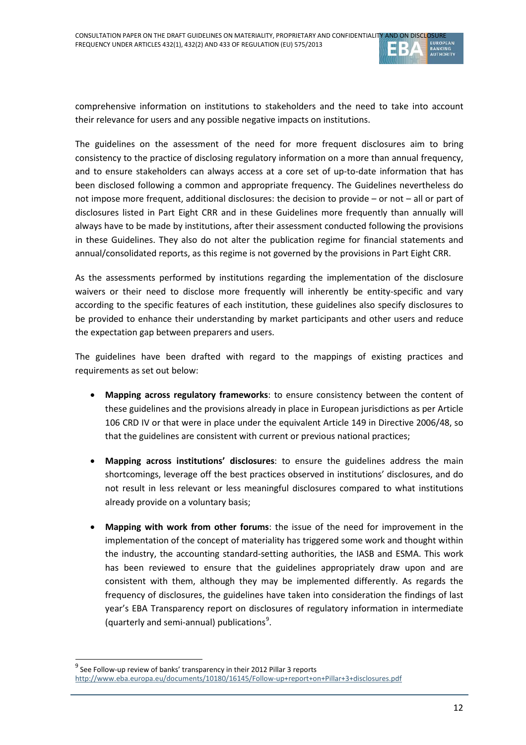comprehensive information on institutions to stakeholders and the need to take into account their relevance for users and any possible negative impacts on institutions.

The guidelines on the assessment of the need for more frequent disclosures aim to bring consistency to the practice of disclosing regulatory information on a more than annual frequency, and to ensure stakeholders can always access at a core set of up-to-date information that has been disclosed following a common and appropriate frequency. The Guidelines nevertheless do not impose more frequent, additional disclosures: the decision to provide – or not – all or part of disclosures listed in Part Eight CRR and in these Guidelines more frequently than annually will always have to be made by institutions, after their assessment conducted following the provisions in these Guidelines. They also do not alter the publication regime for financial statements and annual/consolidated reports, as this regime is not governed by the provisions in Part Eight CRR.

As the assessments performed by institutions regarding the implementation of the disclosure waivers or their need to disclose more frequently will inherently be entity-specific and vary according to the specific features of each institution, these guidelines also specify disclosures to be provided to enhance their understanding by market participants and other users and reduce the expectation gap between preparers and users.

The guidelines have been drafted with regard to the mappings of existing practices and requirements as set out below:

- **Mapping across regulatory frameworks**: to ensure consistency between the content of these guidelines and the provisions already in place in European jurisdictions as per Article 106 CRD IV or that were in place under the equivalent Article 149 in Directive 2006/48, so that the guidelines are consistent with current or previous national practices;

- **Mapping across institutions' disclosures**: to ensure the guidelines address the main shortcomings, leverage off the best practices observed in institutions' disclosures, and do not result in less relevant or less meaningful disclosures compared to what institutions already provide on a voluntary basis;

- **Mapping with work from other forums**: the issue of the need for improvement in the implementation of the concept of materiality has triggered some work and thought within the industry, the accounting standard-setting authorities, the IASB and ESMA. This work has been reviewed to ensure that the guidelines appropriately draw upon and are consistent with them, although they may be implemented differently. As regards the frequency of disclosures, the guidelines have taken into consideration the findings of last year's EBA Transparency report on disclosures of regulatory information in intermediate (quarterly and semi-annual) publications[9].

[9] See Follow-up review of banks' transparency in their 2012 Pillar 3 reports http://www.eba.europa.eu/documents/10180/16145/Follow-up+report+on+Pillar+3+disclosures.pdf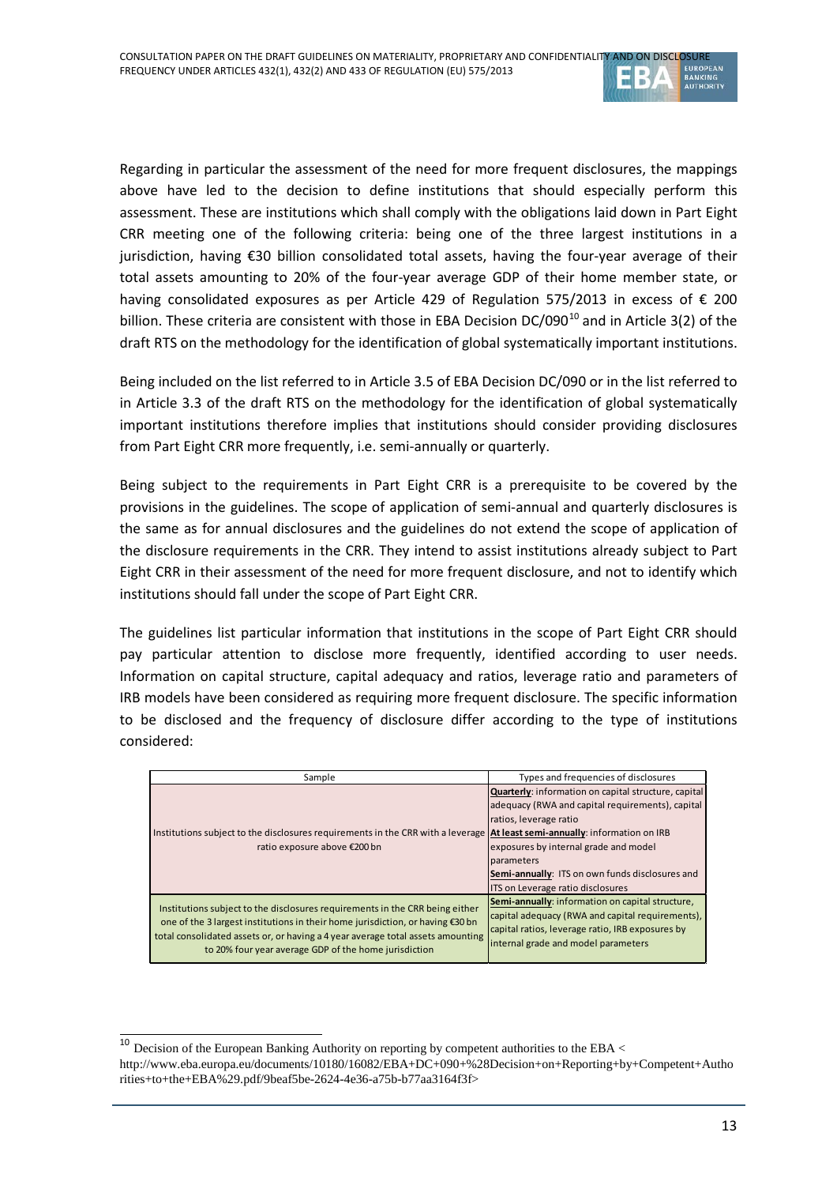Regarding in particular the assessment of the need for more frequent disclosures, the mappings above have led to the decision to define institutions that should especially perform this assessment. These are institutions which shall comply with the obligations laid down in Part Eight CRR meeting one of the following criteria: being one of the three largest institutions in a jurisdiction, having €30 billion consolidated total assets, having the four-year average of their total assets amounting to 20% of the four-year average GDP of their home member state, or having consolidated exposures as per Article 429 of Regulation 575/2013 in excess of € 200 billion. These criteria are consistent with those in EBA Decision DC/090[10] and in Article 3(2) of the draft RTS on the methodology for the identification of global systematically important institutions.

Being included on the list referred to in Article 3.5 of EBA Decision DC/090 or in the list referred to in Article 3.3 of the draft RTS on the methodology for the identification of global systematically important institutions therefore implies that institutions should consider providing disclosures from Part Eight CRR more frequently, i.e. semi-annually or quarterly.

Being subject to the requirements in Part Eight CRR is a prerequisite to be covered by the provisions in the guidelines. The scope of application of semi-annual and quarterly disclosures is the same as for annual disclosures and the guidelines do not extend the scope of application of the disclosure requirements in the CRR. They intend to assist institutions already subject to Part Eight CRR in their assessment of the need for more frequent disclosure, and not to identify which institutions should fall under the scope of Part Eight CRR.

The guidelines list particular information that institutions in the scope of Part Eight CRR should pay particular attention to disclose more frequently, identified according to user needs. Information on capital structure, capital adequacy and ratios, leverage ratio and parameters of IRB models have been considered as requiring more frequent disclosure. The specific information to be disclosed and the frequency of disclosure differ according to the type of institutions considered:

| Sample | Types and frequencies of disclosures |
|---|---|
| Institutions subject to the disclosures requirements in the CRR with a leverage ratio exposure above €200 bn | **Quarterly**: information on capital structure, capital adequacy (RWA and capital requirements), capital ratios, leverage ratio<br>**At least semi-annually**: information on IRB exposures by internal grade and model parameters<br>**Semi-annually**: ITS on own funds disclosures and ITS on Leverage ratio disclosures |
| Institutions subject to the disclosures requirements in the CRR being either one of the 3 largest institutions in their home jurisdiction, or having €30 bn total consolidated assets or, or having a 4 year average total assets amounting to 20% four year average GDP of the home jurisdiction | **Semi-annually**: information on capital structure, capital adequacy (RWA and capital requirements), capital ratios, leverage ratio, IRB exposures by internal grade and model parameters |

[10] Decision of the European Banking Authority on reporting by competent authorities to the EBA < http://www.eba.europa.eu/documents/10180/16082/EBA+DC+090+%28Decision+on+Reporting+by+Competent+Authorities+to+the+EBA%29.pdf/9beaf5be-2624-4e36-a75b-b77aa3164f3f>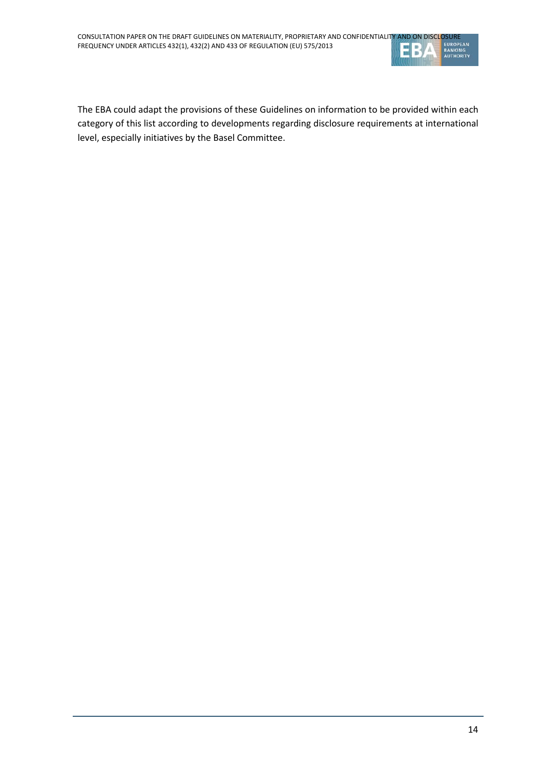The EBA could adapt the provisions of these Guidelines on information to be provided within each category of this list according to developments regarding disclosure requirements at international level, especially initiatives by the Basel Committee.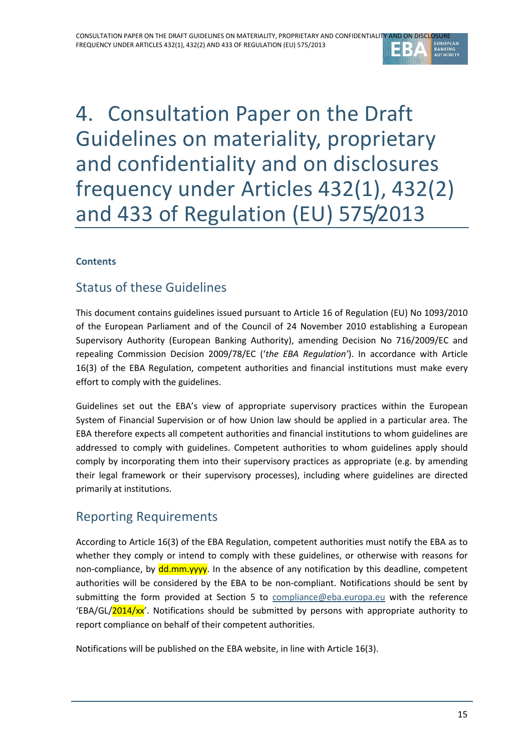# 4. Consultation Paper on the Draft Guidelines on materiality, proprietary and confidentiality and on disclosures frequency under Articles 432(1), 432(2) and 433 of Regulation (EU) 575/2013

**Contents**

## Status of these Guidelines

This document contains guidelines issued pursuant to Article 16 of Regulation (EU) No 1093/2010 of the European Parliament and of the Council of 24 November 2010 establishing a European Supervisory Authority (European Banking Authority), amending Decision No 716/2009/EC and repealing Commission Decision 2009/78/EC ('*the EBA Regulation*'). In accordance with Article 16(3) of the EBA Regulation, competent authorities and financial institutions must make every effort to comply with the guidelines.

Guidelines set out the EBA's view of appropriate supervisory practices within the European System of Financial Supervision or of how Union law should be applied in a particular area. The EBA therefore expects all competent authorities and financial institutions to whom guidelines are addressed to comply with guidelines. Competent authorities to whom guidelines apply should comply by incorporating them into their supervisory practices as appropriate (e.g. by amending their legal framework or their supervisory processes), including where guidelines are directed primarily at institutions.

## Reporting Requirements

According to Article 16(3) of the EBA Regulation, competent authorities must notify the EBA as to whether they comply or intend to comply with these guidelines, or otherwise with reasons for non-compliance, by dd.mm.yyyy. In the absence of any notification by this deadline, competent authorities will be considered by the EBA to be non-compliant. Notifications should be sent by submitting the form provided at Section 5 to compliance@eba.europa.eu with the reference 'EBA/GL/2014/xx'. Notifications should be submitted by persons with appropriate authority to report compliance on behalf of their competent authorities.

Notifications will be published on the EBA website, in line with Article 16(3).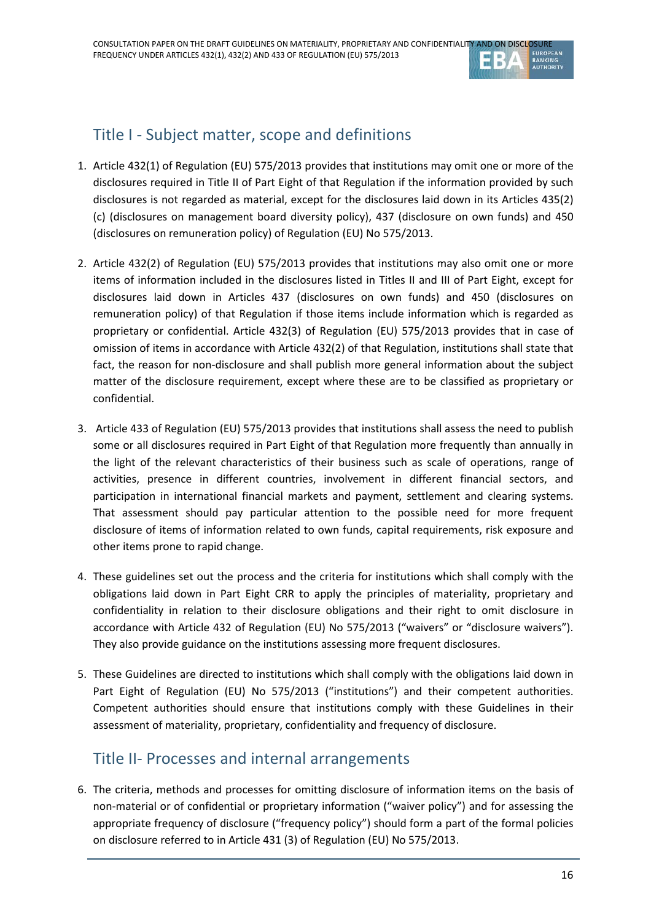## Title I - Subject matter, scope and definitions

1. Article 432(1) of Regulation (EU) 575/2013 provides that institutions may omit one or more of the disclosures required in Title II of Part Eight of that Regulation if the information provided by such disclosures is not regarded as material, except for the disclosures laid down in its Articles 435(2) (c) (disclosures on management board diversity policy), 437 (disclosure on own funds) and 450 (disclosures on remuneration policy) of Regulation (EU) No 575/2013.

2. Article 432(2) of Regulation (EU) 575/2013 provides that institutions may also omit one or more items of information included in the disclosures listed in Titles II and III of Part Eight, except for disclosures laid down in Articles 437 (disclosures on own funds) and 450 (disclosures on remuneration policy) of that Regulation if those items include information which is regarded as proprietary or confidential. Article 432(3) of Regulation (EU) 575/2013 provides that in case of omission of items in accordance with Article 432(2) of that Regulation, institutions shall state that fact, the reason for non-disclosure and shall publish more general information about the subject matter of the disclosure requirement, except where these are to be classified as proprietary or confidential.

3. Article 433 of Regulation (EU) 575/2013 provides that institutions shall assess the need to publish some or all disclosures required in Part Eight of that Regulation more frequently than annually in the light of the relevant characteristics of their business such as scale of operations, range of activities, presence in different countries, involvement in different financial sectors, and participation in international financial markets and payment, settlement and clearing systems. That assessment should pay particular attention to the possible need for more frequent disclosure of items of information related to own funds, capital requirements, risk exposure and other items prone to rapid change.

4. These guidelines set out the process and the criteria for institutions which shall comply with the obligations laid down in Part Eight CRR to apply the principles of materiality, proprietary and confidentiality in relation to their disclosure obligations and their right to omit disclosure in accordance with Article 432 of Regulation (EU) No 575/2013 ("waivers" or "disclosure waivers"). They also provide guidance on the institutions assessing more frequent disclosures.

5. These Guidelines are directed to institutions which shall comply with the obligations laid down in Part Eight of Regulation (EU) No 575/2013 ("institutions") and their competent authorities. Competent authorities should ensure that institutions comply with these Guidelines in their assessment of materiality, proprietary, confidentiality and frequency of disclosure.

## Title II- Processes and internal arrangements

6. The criteria, methods and processes for omitting disclosure of information items on the basis of non-material or of confidential or proprietary information ("waiver policy") and for assessing the appropriate frequency of disclosure ("frequency policy") should form a part of the formal policies on disclosure referred to in Article 431 (3) of Regulation (EU) No 575/2013.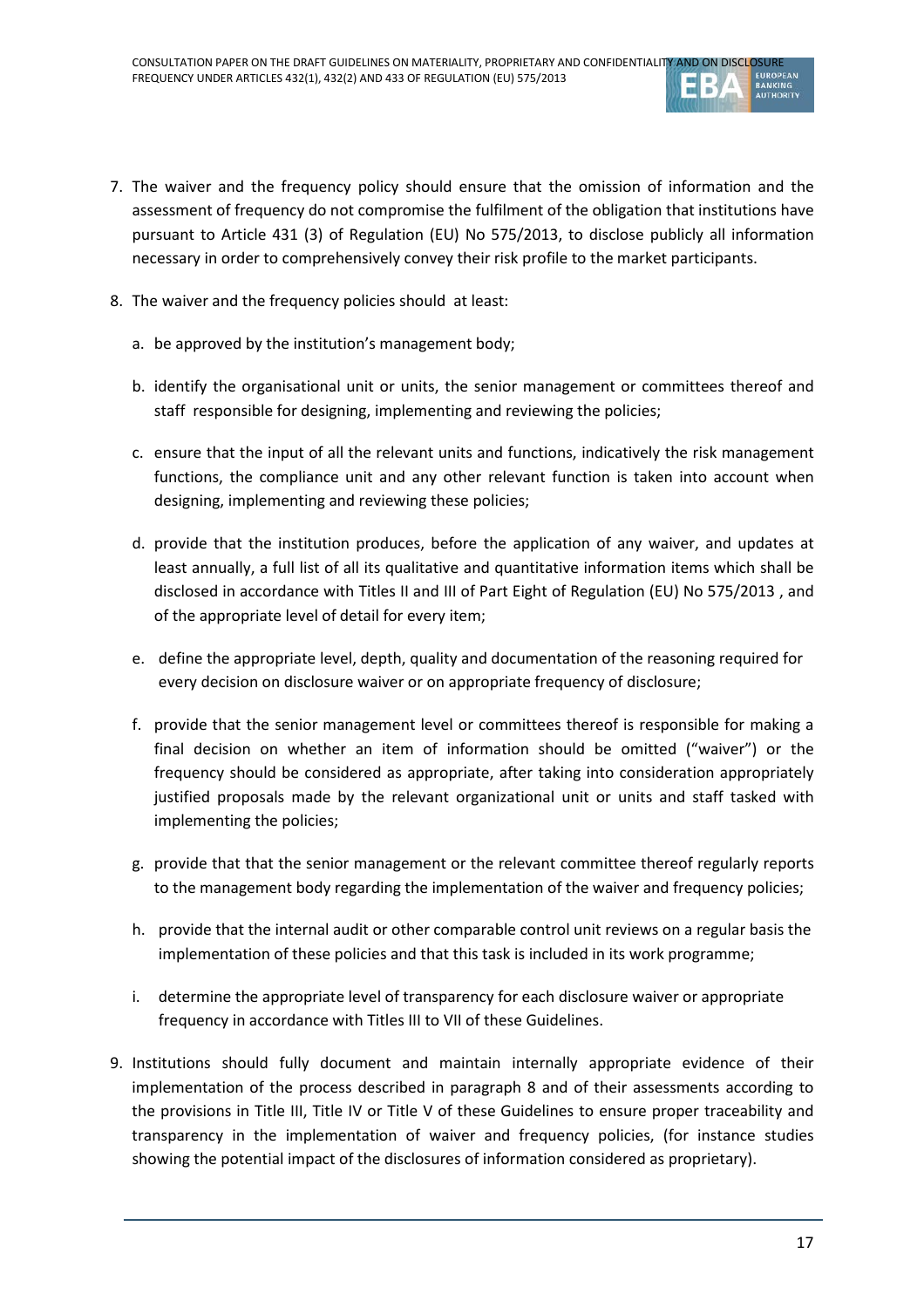7. The waiver and the frequency policy should ensure that the omission of information and the assessment of frequency do not compromise the fulfilment of the obligation that institutions have pursuant to Article 431 (3) of Regulation (EU) No 575/2013, to disclose publicly all information necessary in order to comprehensively convey their risk profile to the market participants.

8. The waiver and the frequency policies should at least:

   a. be approved by the institution's management body;

   b. identify the organisational unit or units, the senior management or committees thereof and staff responsible for designing, implementing and reviewing the policies;

   c. ensure that the input of all the relevant units and functions, indicatively the risk management functions, the compliance unit and any other relevant function is taken into account when designing, implementing and reviewing these policies;

   d. provide that the institution produces, before the application of any waiver, and updates at least annually, a full list of all its qualitative and quantitative information items which shall be disclosed in accordance with Titles II and III of Part Eight of Regulation (EU) No 575/2013 , and of the appropriate level of detail for every item;

   e. define the appropriate level, depth, quality and documentation of the reasoning required for every decision on disclosure waiver or on appropriate frequency of disclosure;

   f. provide that the senior management level or committees thereof is responsible for making a final decision on whether an item of information should be omitted ("waiver") or the frequency should be considered as appropriate, after taking into consideration appropriately justified proposals made by the relevant organizational unit or units and staff tasked with implementing the policies;

   g. provide that that the senior management or the relevant committee thereof regularly reports to the management body regarding the implementation of the waiver and frequency policies;

   h. provide that the internal audit or other comparable control unit reviews on a regular basis the implementation of these policies and that this task is included in its work programme;

   i. determine the appropriate level of transparency for each disclosure waiver or appropriate frequency in accordance with Titles III to VII of these Guidelines.

9. Institutions should fully document and maintain internally appropriate evidence of their implementation of the process described in paragraph 8 and of their assessments according to the provisions in Title III, Title IV or Title V of these Guidelines to ensure proper traceability and transparency in the implementation of waiver and frequency policies, (for instance studies showing the potential impact of the disclosures of information considered as proprietary).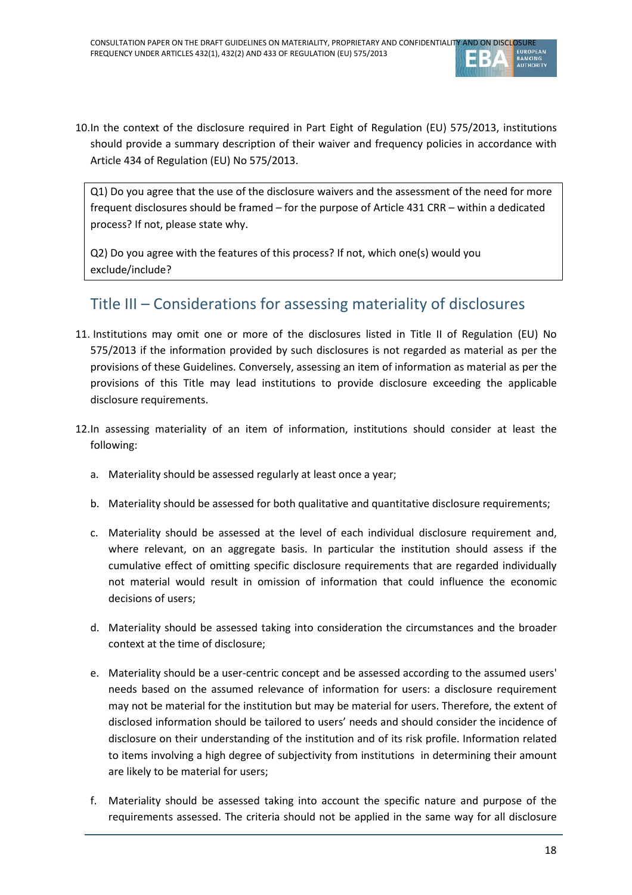10. In the context of the disclosure required in Part Eight of Regulation (EU) 575/2013, institutions should provide a summary description of their waiver and frequency policies in accordance with Article 434 of Regulation (EU) No 575/2013.

> Q1) Do you agree that the use of the disclosure waivers and the assessment of the need for more frequent disclosures should be framed – for the purpose of Article 431 CRR – within a dedicated process? If not, please state why.
>
> Q2) Do you agree with the features of this process? If not, which one(s) would you exclude/include?

## Title III – Considerations for assessing materiality of disclosures

11. Institutions may omit one or more of the disclosures listed in Title II of Regulation (EU) No 575/2013 if the information provided by such disclosures is not regarded as material as per the provisions of these Guidelines. Conversely, assessing an item of information as material as per the provisions of this Title may lead institutions to provide disclosure exceeding the applicable disclosure requirements.

12. In assessing materiality of an item of information, institutions should consider at least the following:

    a. Materiality should be assessed regularly at least once a year;

    b. Materiality should be assessed for both qualitative and quantitative disclosure requirements;

    c. Materiality should be assessed at the level of each individual disclosure requirement and, where relevant, on an aggregate basis. In particular the institution should assess if the cumulative effect of omitting specific disclosure requirements that are regarded individually not material would result in omission of information that could influence the economic decisions of users;

    d. Materiality should be assessed taking into consideration the circumstances and the broader context at the time of disclosure;

    e. Materiality should be a user-centric concept and be assessed according to the assumed users' needs based on the assumed relevance of information for users: a disclosure requirement may not be material for the institution but may be material for users. Therefore, the extent of disclosed information should be tailored to users' needs and should consider the incidence of disclosure on their understanding of the institution and of its risk profile. Information related to items involving a high degree of subjectivity from institutions in determining their amount are likely to be material for users;

    f. Materiality should be assessed taking into account the specific nature and purpose of the requirements assessed. The criteria should not be applied in the same way for all disclosure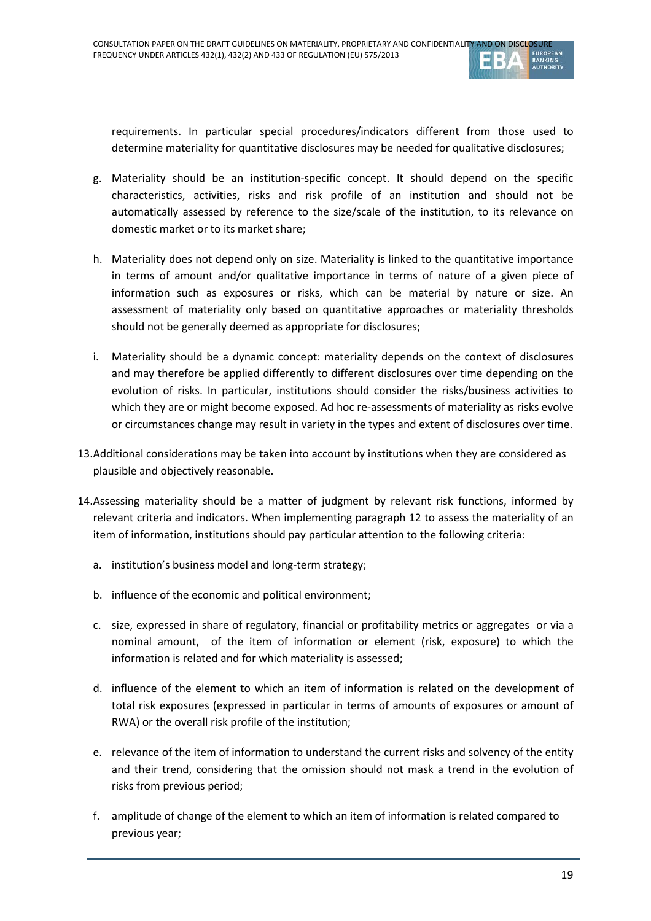requirements. In particular special procedures/indicators different from those used to determine materiality for quantitative disclosures may be needed for qualitative disclosures;

g. Materiality should be an institution-specific concept. It should depend on the specific characteristics, activities, risks and risk profile of an institution and should not be automatically assessed by reference to the size/scale of the institution, to its relevance on domestic market or to its market share;

h. Materiality does not depend only on size. Materiality is linked to the quantitative importance in terms of amount and/or qualitative importance in terms of nature of a given piece of information such as exposures or risks, which can be material by nature or size. An assessment of materiality only based on quantitative approaches or materiality thresholds should not be generally deemed as appropriate for disclosures;

i. Materiality should be a dynamic concept: materiality depends on the context of disclosures and may therefore be applied differently to different disclosures over time depending on the evolution of risks. In particular, institutions should consider the risks/business activities to which they are or might become exposed. Ad hoc re-assessments of materiality as risks evolve or circumstances change may result in variety in the types and extent of disclosures over time.

13. Additional considerations may be taken into account by institutions when they are considered as plausible and objectively reasonable.

14. Assessing materiality should be a matter of judgment by relevant risk functions, informed by relevant criteria and indicators. When implementing paragraph 12 to assess the materiality of an item of information, institutions should pay particular attention to the following criteria:

a. institution's business model and long-term strategy;

b. influence of the economic and political environment;

c. size, expressed in share of regulatory, financial or profitability metrics or aggregates or via a nominal amount, of the item of information or element (risk, exposure) to which the information is related and for which materiality is assessed;

d. influence of the element to which an item of information is related on the development of total risk exposures (expressed in particular in terms of amounts of exposures or amount of RWA) or the overall risk profile of the institution;

e. relevance of the item of information to understand the current risks and solvency of the entity and their trend, considering that the omission should not mask a trend in the evolution of risks from previous period;

f. amplitude of change of the element to which an item of information is related compared to previous year;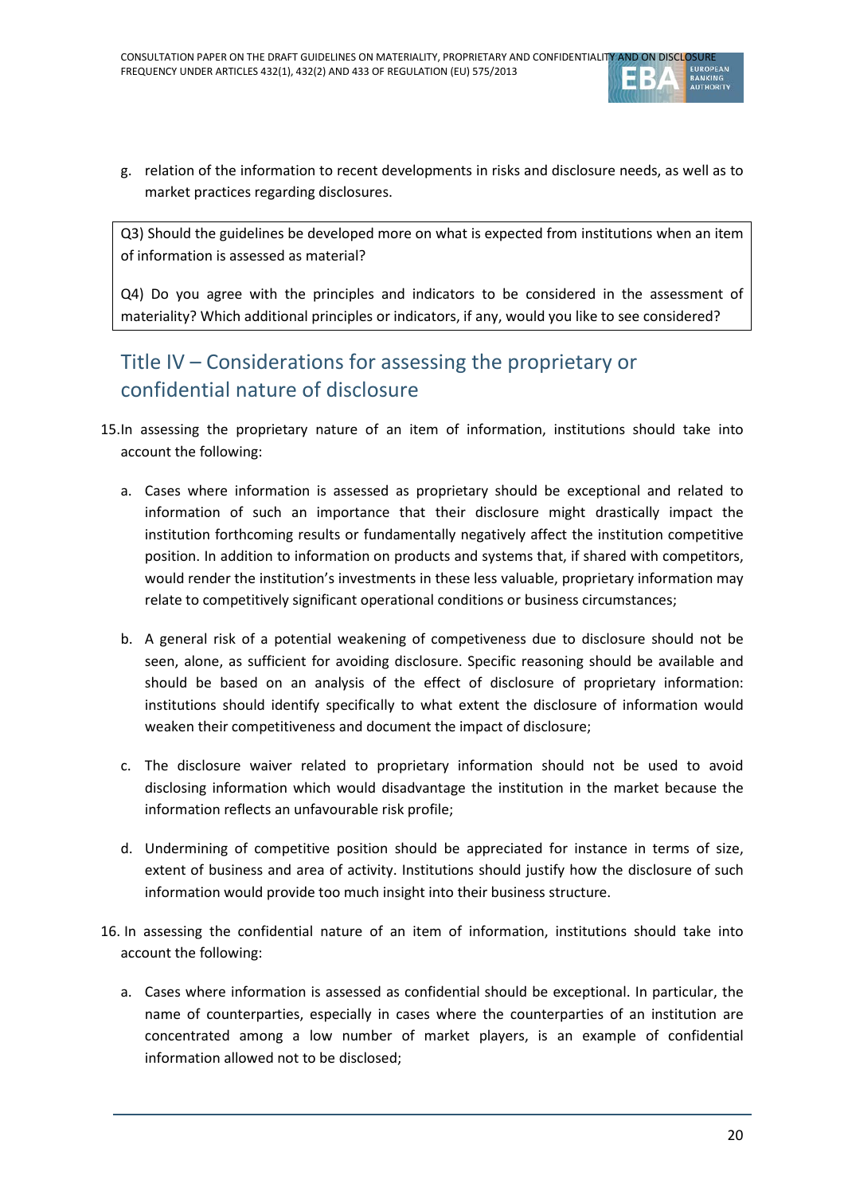g. relation of the information to recent developments in risks and disclosure needs, as well as to market practices regarding disclosures.

> Q3) Should the guidelines be developed more on what is expected from institutions when an item of information is assessed as material?
>
> Q4) Do you agree with the principles and indicators to be considered in the assessment of materiality? Which additional principles or indicators, if any, would you like to see considered?

## Title IV – Considerations for assessing the proprietary or confidential nature of disclosure

15. In assessing the proprietary nature of an item of information, institutions should take into account the following:

    a. Cases where information is assessed as proprietary should be exceptional and related to information of such an importance that their disclosure might drastically impact the institution forthcoming results or fundamentally negatively affect the institution competitive position. In addition to information on products and systems that, if shared with competitors, would render the institution's investments in these less valuable, proprietary information may relate to competitively significant operational conditions or business circumstances;

    b. A general risk of a potential weakening of competiveness due to disclosure should not be seen, alone, as sufficient for avoiding disclosure. Specific reasoning should be available and should be based on an analysis of the effect of disclosure of proprietary information: institutions should identify specifically to what extent the disclosure of information would weaken their competitiveness and document the impact of disclosure;

    c. The disclosure waiver related to proprietary information should not be used to avoid disclosing information which would disadvantage the institution in the market because the information reflects an unfavourable risk profile;

    d. Undermining of competitive position should be appreciated for instance in terms of size, extent of business and area of activity. Institutions should justify how the disclosure of such information would provide too much insight into their business structure.

16. In assessing the confidential nature of an item of information, institutions should take into account the following:

    a. Cases where information is assessed as confidential should be exceptional. In particular, the name of counterparties, especially in cases where the counterparties of an institution are concentrated among a low number of market players, is an example of confidential information allowed not to be disclosed;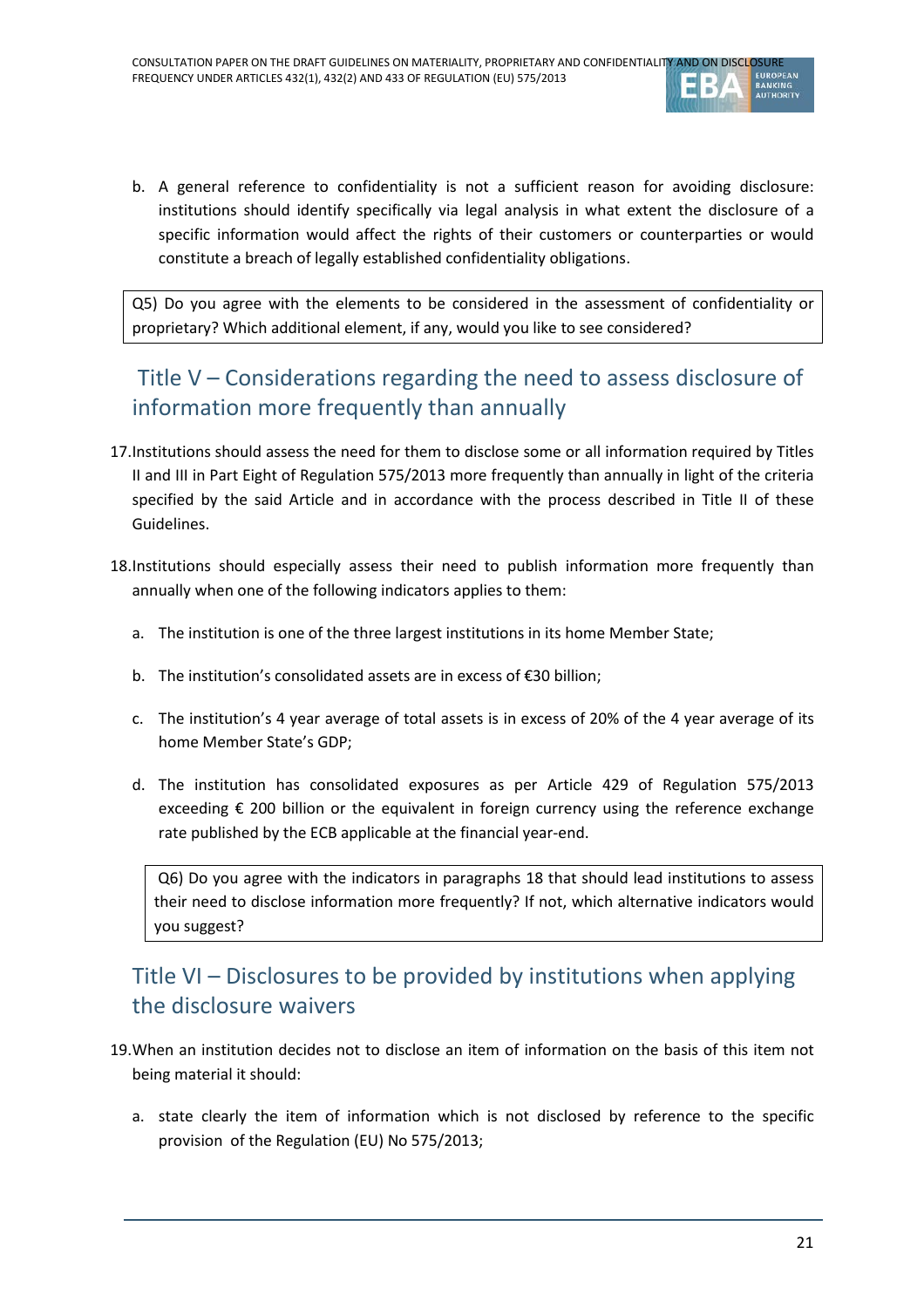b. A general reference to confidentiality is not a sufficient reason for avoiding disclosure: institutions should identify specifically via legal analysis in what extent the disclosure of a specific information would affect the rights of their customers or counterparties or would constitute a breach of legally established confidentiality obligations.

Q5) Do you agree with the elements to be considered in the assessment of confidentiality or proprietary? Which additional element, if any, would you like to see considered?

## Title V – Considerations regarding the need to assess disclosure of information more frequently than annually

17. Institutions should assess the need for them to disclose some or all information required by Titles II and III in Part Eight of Regulation 575/2013 more frequently than annually in light of the criteria specified by the said Article and in accordance with the process described in Title II of these Guidelines.

18. Institutions should especially assess their need to publish information more frequently than annually when one of the following indicators applies to them:

   a. The institution is one of the three largest institutions in its home Member State;

   b. The institution's consolidated assets are in excess of €30 billion;

   c. The institution's 4 year average of total assets is in excess of 20% of the 4 year average of its home Member State's GDP;

   d. The institution has consolidated exposures as per Article 429 of Regulation 575/2013 exceeding € 200 billion or the equivalent in foreign currency using the reference exchange rate published by the ECB applicable at the financial year-end.

Q6) Do you agree with the indicators in paragraphs 18 that should lead institutions to assess their need to disclose information more frequently? If not, which alternative indicators would you suggest?

## Title VI – Disclosures to be provided by institutions when applying the disclosure waivers

19. When an institution decides not to disclose an item of information on the basis of this item not being material it should:

   a. state clearly the item of information which is not disclosed by reference to the specific provision of the Regulation (EU) No 575/2013;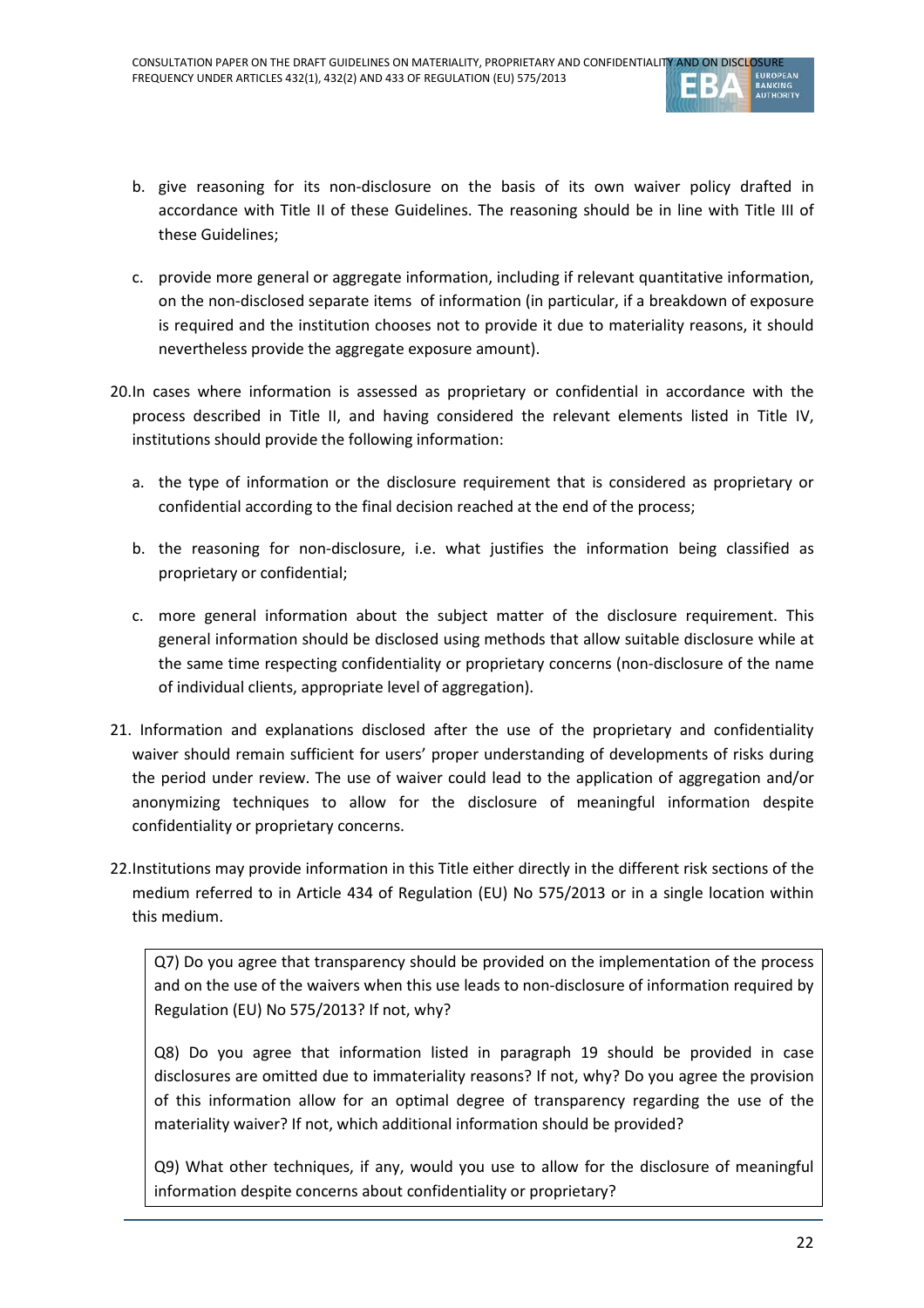b. give reasoning for its non-disclosure on the basis of its own waiver policy drafted in accordance with Title II of these Guidelines. The reasoning should be in line with Title III of these Guidelines;

c. provide more general or aggregate information, including if relevant quantitative information, on the non-disclosed separate items of information (in particular, if a breakdown of exposure is required and the institution chooses not to provide it due to materiality reasons, it should nevertheless provide the aggregate exposure amount).

20. In cases where information is assessed as proprietary or confidential in accordance with the process described in Title II, and having considered the relevant elements listed in Title IV, institutions should provide the following information:

a. the type of information or the disclosure requirement that is considered as proprietary or confidential according to the final decision reached at the end of the process;

b. the reasoning for non-disclosure, i.e. what justifies the information being classified as proprietary or confidential;

c. more general information about the subject matter of the disclosure requirement. This general information should be disclosed using methods that allow suitable disclosure while at the same time respecting confidentiality or proprietary concerns (non-disclosure of the name of individual clients, appropriate level of aggregation).

21. Information and explanations disclosed after the use of the proprietary and confidentiality waiver should remain sufficient for users' proper understanding of developments of risks during the period under review. The use of waiver could lead to the application of aggregation and/or anonymizing techniques to allow for the disclosure of meaningful information despite confidentiality or proprietary concerns.

22. Institutions may provide information in this Title either directly in the different risk sections of the medium referred to in Article 434 of Regulation (EU) No 575/2013 or in a single location within this medium.

> Q7) Do you agree that transparency should be provided on the implementation of the process and on the use of the waivers when this use leads to non-disclosure of information required by Regulation (EU) No 575/2013? If not, why?
>
> Q8) Do you agree that information listed in paragraph 19 should be provided in case disclosures are omitted due to immateriality reasons? If not, why? Do you agree the provision of this information allow for an optimal degree of transparency regarding the use of the materiality waiver? If not, which additional information should be provided?
>
> Q9) What other techniques, if any, would you use to allow for the disclosure of meaningful information despite concerns about confidentiality or proprietary?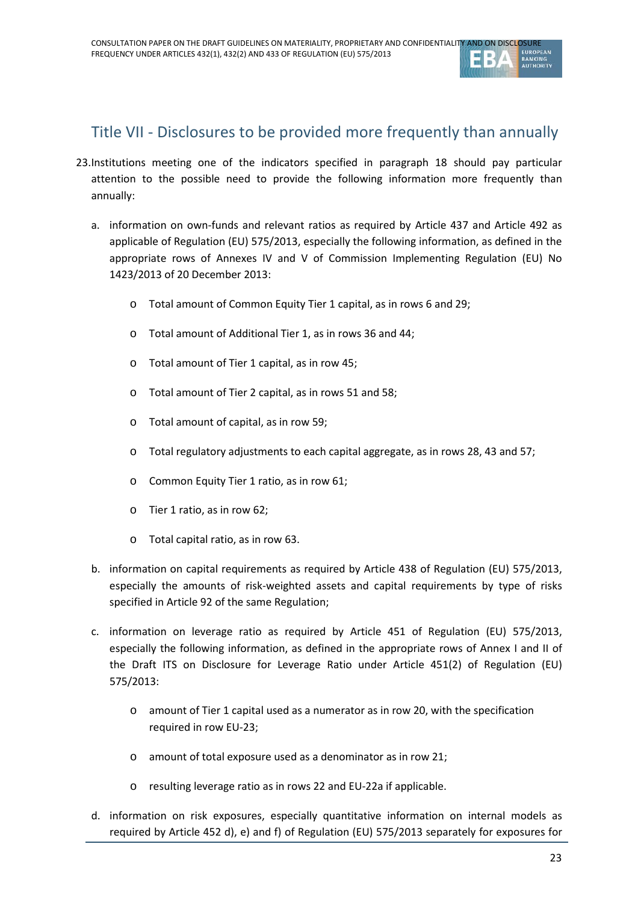## Title VII - Disclosures to be provided more frequently than annually

23. Institutions meeting one of the indicators specified in paragraph 18 should pay particular attention to the possible need to provide the following information more frequently than annually:

    a. information on own-funds and relevant ratios as required by Article 437 and Article 492 as applicable of Regulation (EU) 575/2013, especially the following information, as defined in the appropriate rows of Annexes IV and V of Commission Implementing Regulation (EU) No 1423/2013 of 20 December 2013:

        - Total amount of Common Equity Tier 1 capital, as in rows 6 and 29;
        - Total amount of Additional Tier 1, as in rows 36 and 44;
        - Total amount of Tier 1 capital, as in row 45;
        - Total amount of Tier 2 capital, as in rows 51 and 58;
        - Total amount of capital, as in row 59;
        - Total regulatory adjustments to each capital aggregate, as in rows 28, 43 and 57;
        - Common Equity Tier 1 ratio, as in row 61;
        - Tier 1 ratio, as in row 62;
        - Total capital ratio, as in row 63.

    b. information on capital requirements as required by Article 438 of Regulation (EU) 575/2013, especially the amounts of risk-weighted assets and capital requirements by type of risks specified in Article 92 of the same Regulation;

    c. information on leverage ratio as required by Article 451 of Regulation (EU) 575/2013, especially the following information, as defined in the appropriate rows of Annex I and II of the Draft ITS on Disclosure for Leverage Ratio under Article 451(2) of Regulation (EU) 575/2013:

        - amount of Tier 1 capital used as a numerator as in row 20, with the specification required in row EU-23;
        - amount of total exposure used as a denominator as in row 21;
        - resulting leverage ratio as in rows 22 and EU-22a if applicable.

    d. information on risk exposures, especially quantitative information on internal models as required by Article 452 d), e) and f) of Regulation (EU) 575/2013 separately for exposures for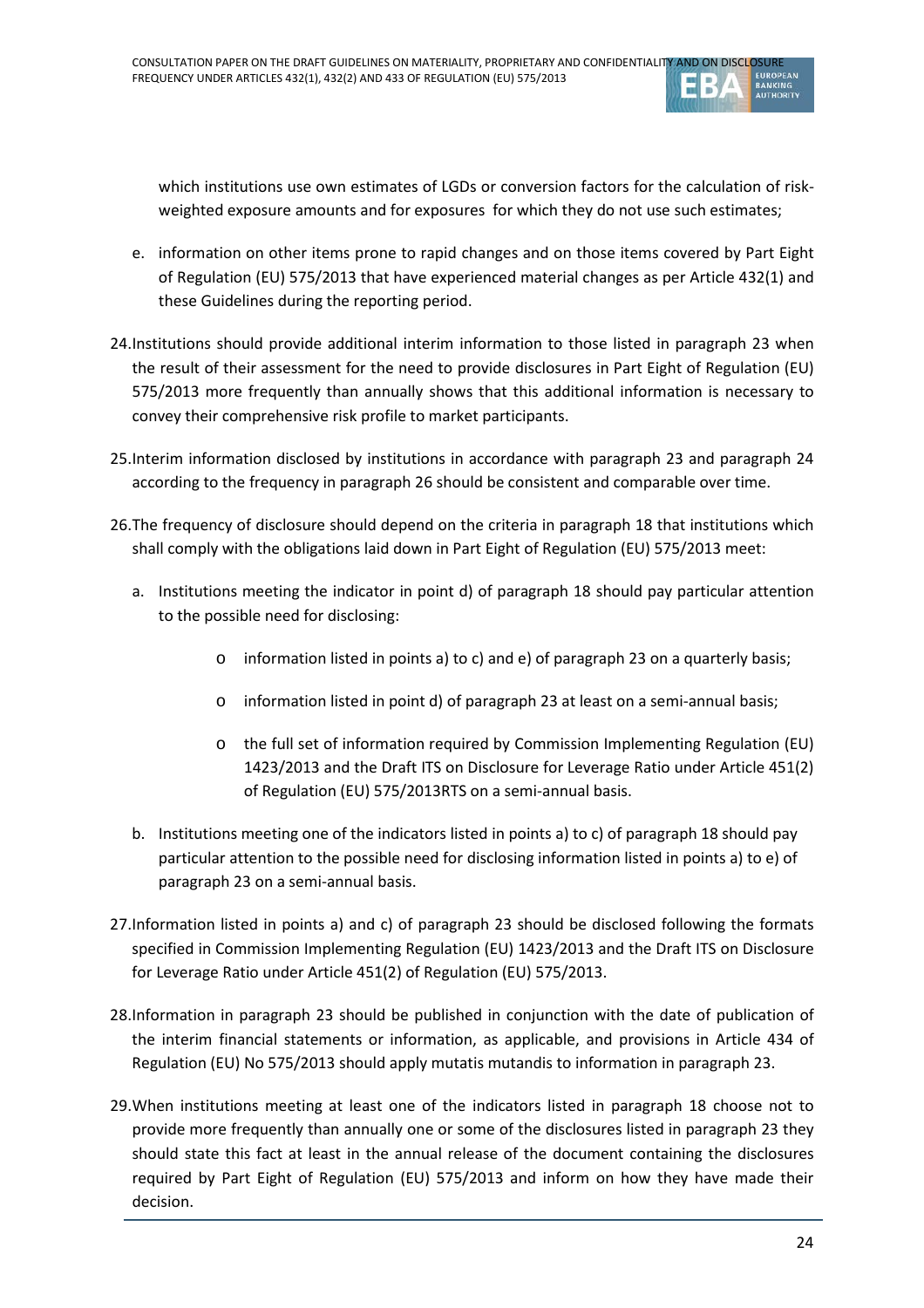which institutions use own estimates of LGDs or conversion factors for the calculation of risk-weighted exposure amounts and for exposures for which they do not use such estimates;

e. information on other items prone to rapid changes and on those items covered by Part Eight of Regulation (EU) 575/2013 that have experienced material changes as per Article 432(1) and these Guidelines during the reporting period.

24. Institutions should provide additional interim information to those listed in paragraph 23 when the result of their assessment for the need to provide disclosures in Part Eight of Regulation (EU) 575/2013 more frequently than annually shows that this additional information is necessary to convey their comprehensive risk profile to market participants.

25. Interim information disclosed by institutions in accordance with paragraph 23 and paragraph 24 according to the frequency in paragraph 26 should be consistent and comparable over time.

26. The frequency of disclosure should depend on the criteria in paragraph 18 that institutions which shall comply with the obligations laid down in Part Eight of Regulation (EU) 575/2013 meet:

   a. Institutions meeting the indicator in point d) of paragraph 18 should pay particular attention to the possible need for disclosing:

      - information listed in points a) to c) and e) of paragraph 23 on a quarterly basis;
      - information listed in point d) of paragraph 23 at least on a semi-annual basis;
      - the full set of information required by Commission Implementing Regulation (EU) 1423/2013 and the Draft ITS on Disclosure for Leverage Ratio under Article 451(2) of Regulation (EU) 575/2013RTS on a semi-annual basis.

   b. Institutions meeting one of the indicators listed in points a) to c) of paragraph 18 should pay particular attention to the possible need for disclosing information listed in points a) to e) of paragraph 23 on a semi-annual basis.

27. Information listed in points a) and c) of paragraph 23 should be disclosed following the formats specified in Commission Implementing Regulation (EU) 1423/2013 and the Draft ITS on Disclosure for Leverage Ratio under Article 451(2) of Regulation (EU) 575/2013.

28. Information in paragraph 23 should be published in conjunction with the date of publication of the interim financial statements or information, as applicable, and provisions in Article 434 of Regulation (EU) No 575/2013 should apply mutatis mutandis to information in paragraph 23.

29. When institutions meeting at least one of the indicators listed in paragraph 18 choose not to provide more frequently than annually one or some of the disclosures listed in paragraph 23 they should state this fact at least in the annual release of the document containing the disclosures required by Part Eight of Regulation (EU) 575/2013 and inform on how they have made their decision.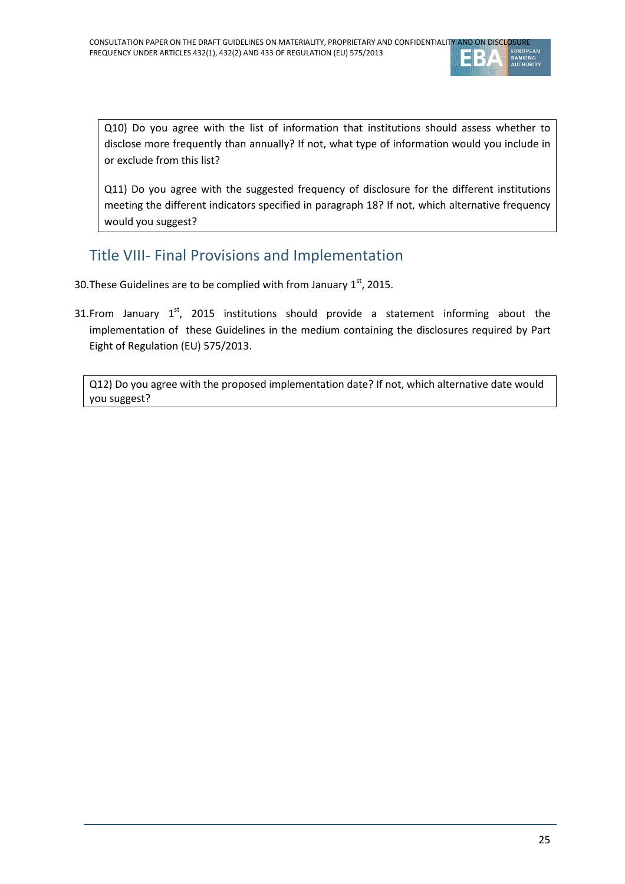Q10) Do you agree with the list of information that institutions should assess whether to disclose more frequently than annually? If not, what type of information would you include in or exclude from this list?

Q11) Do you agree with the suggested frequency of disclosure for the different institutions meeting the different indicators specified in paragraph 18? If not, which alternative frequency would you suggest?

## Title VIII- Final Provisions and Implementation

30. These Guidelines are to be complied with from January 1st, 2015.

31. From January 1st, 2015 institutions should provide a statement informing about the implementation of these Guidelines in the medium containing the disclosures required by Part Eight of Regulation (EU) 575/2013.

Q12) Do you agree with the proposed implementation date? If not, which alternative date would you suggest?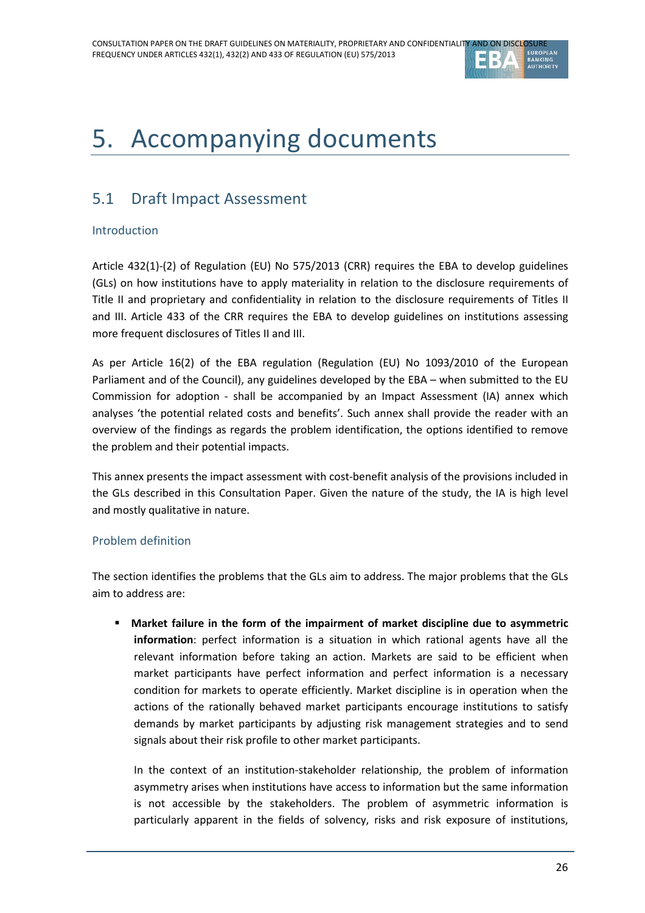# 5. Accompanying documents

## 5.1 Draft Impact Assessment

### Introduction

Article 432(1)-(2) of Regulation (EU) No 575/2013 (CRR) requires the EBA to develop guidelines (GLs) on how institutions have to apply materiality in relation to the disclosure requirements of Title II and proprietary and confidentiality in relation to the disclosure requirements of Titles II and III. Article 433 of the CRR requires the EBA to develop guidelines on institutions assessing more frequent disclosures of Titles II and III.

As per Article 16(2) of the EBA regulation (Regulation (EU) No 1093/2010 of the European Parliament and of the Council), any guidelines developed by the EBA – when submitted to the EU Commission for adoption - shall be accompanied by an Impact Assessment (IA) annex which analyses 'the potential related costs and benefits'. Such annex shall provide the reader with an overview of the findings as regards the problem identification, the options identified to remove the problem and their potential impacts.

This annex presents the impact assessment with cost-benefit analysis of the provisions included in the GLs described in this Consultation Paper. Given the nature of the study, the IA is high level and mostly qualitative in nature.

### Problem definition

The section identifies the problems that the GLs aim to address. The major problems that the GLs aim to address are:

- **Market failure in the form of the impairment of market discipline due to asymmetric information**: perfect information is a situation in which rational agents have all the relevant information before taking an action. Markets are said to be efficient when market participants have perfect information and perfect information is a necessary condition for markets to operate efficiently. Market discipline is in operation when the actions of the rationally behaved market participants encourage institutions to satisfy demands by market participants by adjusting risk management strategies and to send signals about their risk profile to other market participants.

  In the context of an institution-stakeholder relationship, the problem of information asymmetry arises when institutions have access to information but the same information is not accessible by the stakeholders. The problem of asymmetric information is particularly apparent in the fields of solvency, risks and risk exposure of institutions,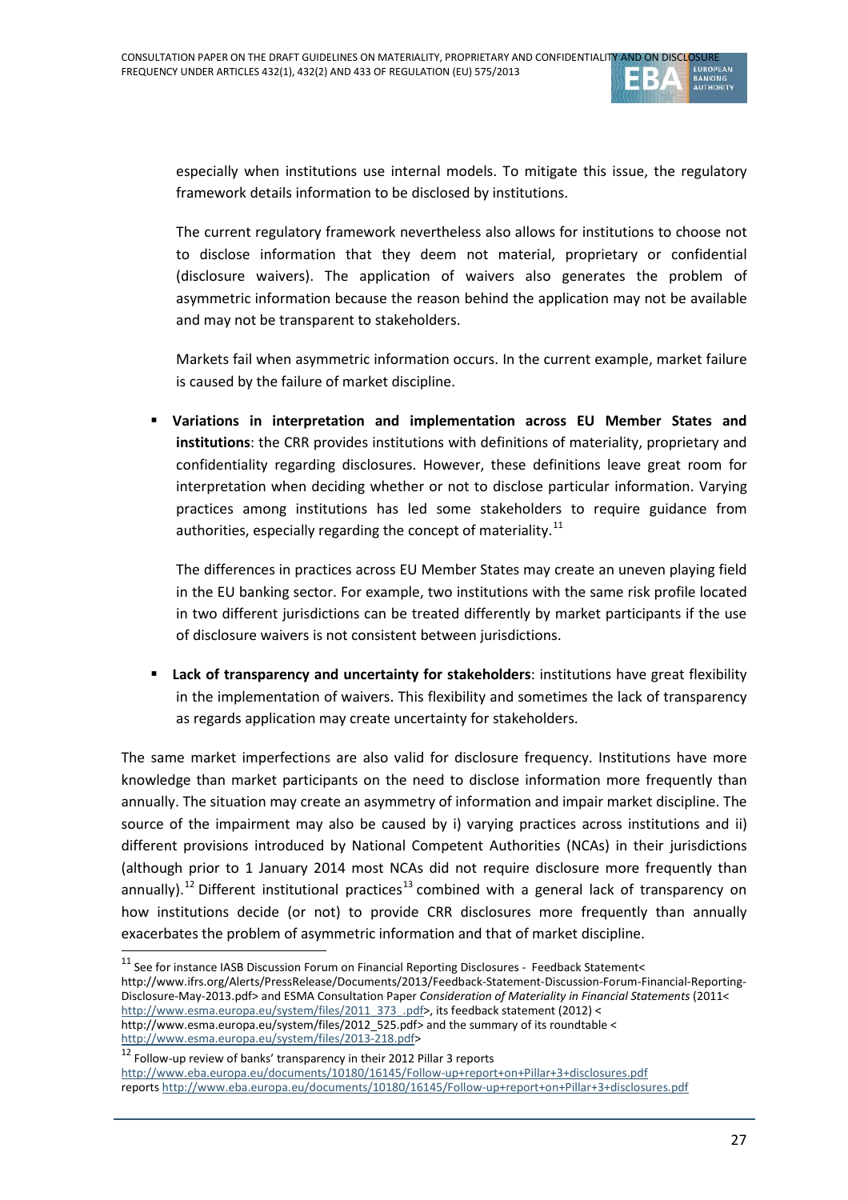especially when institutions use internal models. To mitigate this issue, the regulatory framework details information to be disclosed by institutions.

The current regulatory framework nevertheless also allows for institutions to choose not to disclose information that they deem not material, proprietary or confidential (disclosure waivers). The application of waivers also generates the problem of asymmetric information because the reason behind the application may not be available and may not be transparent to stakeholders.

Markets fail when asymmetric information occurs. In the current example, market failure is caused by the failure of market discipline.

- **Variations in interpretation and implementation across EU Member States and institutions**: the CRR provides institutions with definitions of materiality, proprietary and confidentiality regarding disclosures. However, these definitions leave great room for interpretation when deciding whether or not to disclose particular information. Varying practices among institutions has led some stakeholders to require guidance from authorities, especially regarding the concept of materiality.[11]

  The differences in practices across EU Member States may create an uneven playing field in the EU banking sector. For example, two institutions with the same risk profile located in two different jurisdictions can be treated differently by market participants if the use of disclosure waivers is not consistent between jurisdictions.

- **Lack of transparency and uncertainty for stakeholders**: institutions have great flexibility in the implementation of waivers. This flexibility and sometimes the lack of transparency as regards application may create uncertainty for stakeholders.

The same market imperfections are also valid for disclosure frequency. Institutions have more knowledge than market participants on the need to disclose information more frequently than annually. The situation may create an asymmetry of information and impair market discipline. The source of the impairment may also be caused by i) varying practices across institutions and ii) different provisions introduced by National Competent Authorities (NCAs) in their jurisdictions (although prior to 1 January 2014 most NCAs did not require disclosure more frequently than annually).[12] Different institutional practices[13] combined with a general lack of transparency on how institutions decide (or not) to provide CRR disclosures more frequently than annually exacerbates the problem of asymmetric information and that of market discipline.

---

[11] See for instance IASB Discussion Forum on Financial Reporting Disclosures - Feedback Statement< http://www.ifrs.org/Alerts/PressRelease/Documents/2013/Feedback-Statement-Discussion-Forum-Financial-Reporting-Disclosure-May-2013.pdf> and ESMA Consultation Paper *Consideration of Materiality in Financial Statements* (2011< http://www.esma.europa.eu/system/files/2011_373_.pdf>, its feedback statement (2012) < http://www.esma.europa.eu/system/files/2012_525.pdf> and the summary of its roundtable < http://www.esma.europa.eu/system/files/2013-218.pdf>

[12] Follow-up review of banks' transparency in their 2012 Pillar 3 reports http://www.eba.europa.eu/documents/10180/16145/Follow-up+report+on+Pillar+3+disclosures.pdf reports http://www.eba.europa.eu/documents/10180/16145/Follow-up+report+on+Pillar+3+disclosures.pdf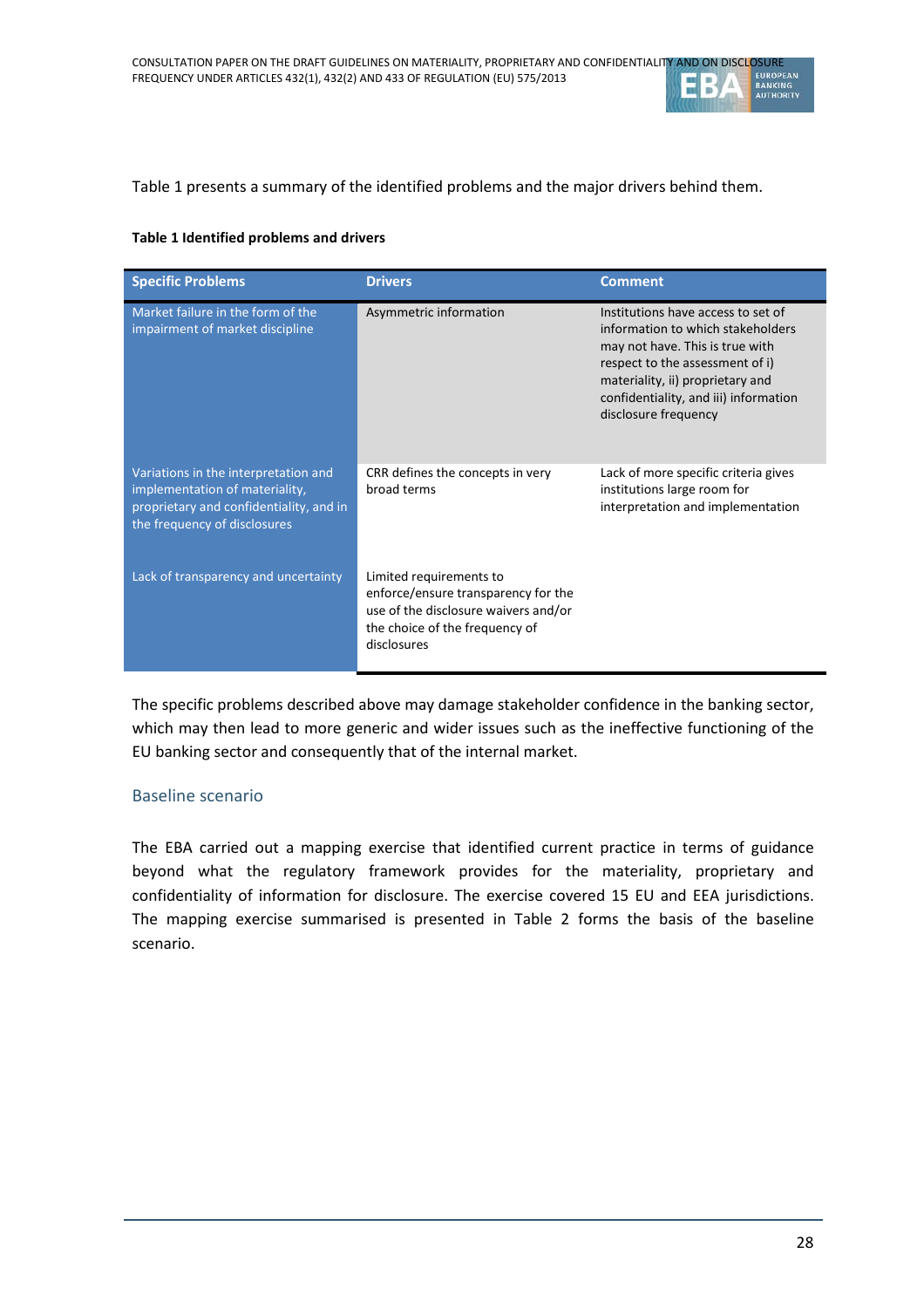Table 1 presents a summary of the identified problems and the major drivers behind them.

**Table 1 Identified problems and drivers**

| Specific Problems | Drivers | Comment |
|---|---|---|
| Market failure in the form of the impairment of market discipline | Asymmetric information | Institutions have access to set of information to which stakeholders may not have. This is true with respect to the assessment of i) materiality, ii) proprietary and confidentiality, and iii) information disclosure frequency |
| Variations in the interpretation and implementation of materiality, proprietary and confidentiality, and in the frequency of disclosures | CRR defines the concepts in very broad terms | Lack of more specific criteria gives institutions large room for interpretation and implementation |
| Lack of transparency and uncertainty | Limited requirements to enforce/ensure transparency for the use of the disclosure waivers and/or the choice of the frequency of disclosures | |

The specific problems described above may damage stakeholder confidence in the banking sector, which may then lead to more generic and wider issues such as the ineffective functioning of the EU banking sector and consequently that of the internal market.

### Baseline scenario

The EBA carried out a mapping exercise that identified current practice in terms of guidance beyond what the regulatory framework provides for the materiality, proprietary and confidentiality of information for disclosure. The exercise covered 15 EU and EEA jurisdictions. The mapping exercise summarised is presented in Table 2 forms the basis of the baseline scenario.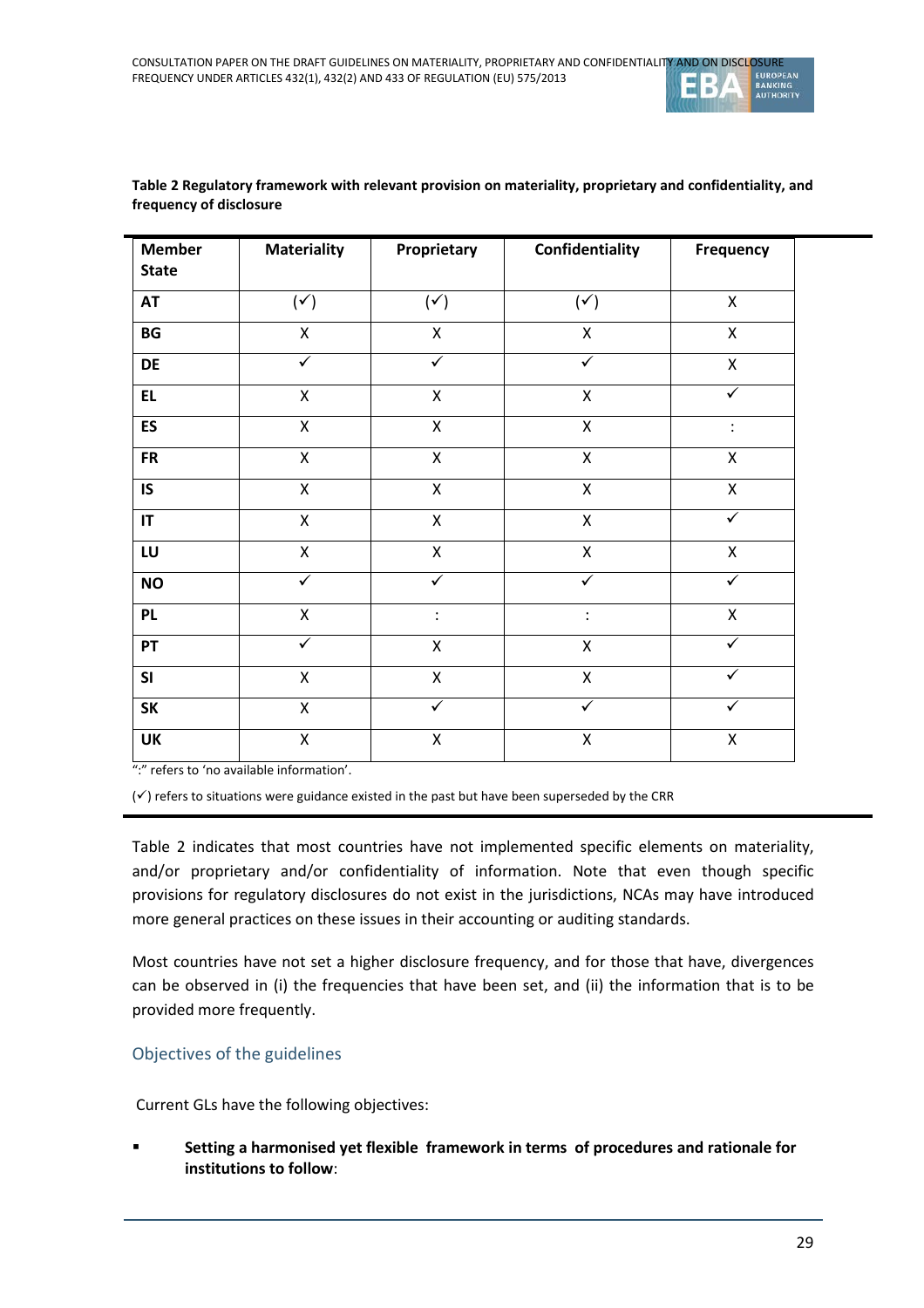**Table 2 Regulatory framework with relevant provision on materiality, proprietary and confidentiality, and frequency of disclosure**

| Member State | Materiality | Proprietary | Confidentiality | Frequency |
|---|---|---|---|---|
| AT | (✓) | (✓) | (✓) | X |
| BG | X | X | X | X |
| DE | ✓ | ✓ | ✓ | X |
| EL | X | X | X | ✓ |
| ES | X | X | X | : |
| FR | X | X | X | X |
| IS | X | X | X | X |
| IT | X | X | X | ✓ |
| LU | X | X | X | X |
| NO | ✓ | ✓ | ✓ | ✓ |
| PL | X | : | : | X |
| PT | ✓ | X | X | ✓ |
| SI | X | X | X | ✓ |
| SK | X | ✓ | ✓ | ✓ |
| UK | X | X | X | X |

":" refers to 'no available information'.

(✓) refers to situations were guidance existed in the past but have been superseded by the CRR

Table 2 indicates that most countries have not implemented specific elements on materiality, and/or proprietary and/or confidentiality of information. Note that even though specific provisions for regulatory disclosures do not exist in the jurisdictions, NCAs may have introduced more general practices on these issues in their accounting or auditing standards.

Most countries have not set a higher disclosure frequency, and for those that have, divergences can be observed in (i) the frequencies that have been set, and (ii) the information that is to be provided more frequently.

### Objectives of the guidelines

Current GLs have the following objectives:

- **Setting a harmonised yet flexible framework in terms of procedures and rationale for institutions to follow**: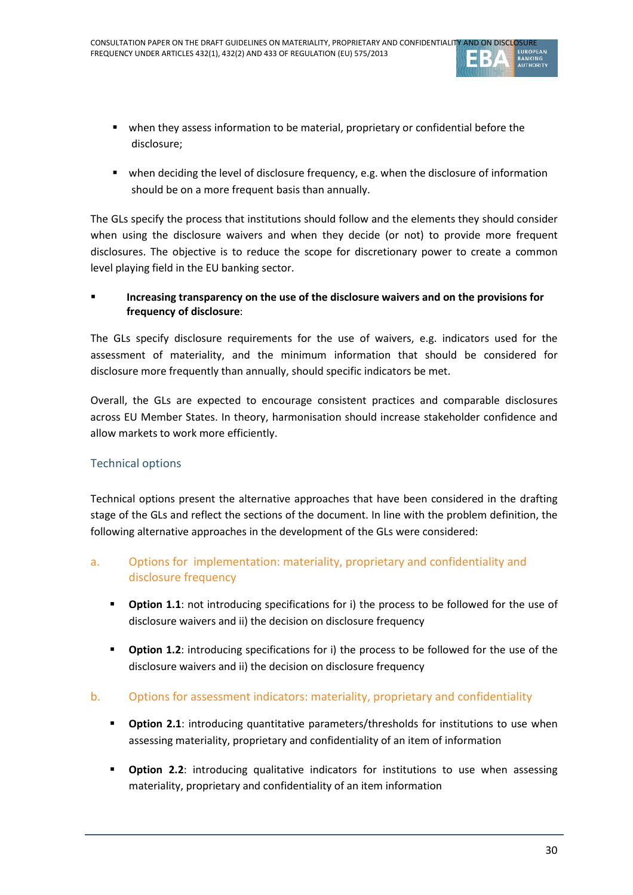- when they assess information to be material, proprietary or confidential before the disclosure;
- when deciding the level of disclosure frequency, e.g. when the disclosure of information should be on a more frequent basis than annually.

The GLs specify the process that institutions should follow and the elements they should consider when using the disclosure waivers and when they decide (or not) to provide more frequent disclosures. The objective is to reduce the scope for discretionary power to create a common level playing field in the EU banking sector.

- **Increasing transparency on the use of the disclosure waivers and on the provisions for frequency of disclosure**:

The GLs specify disclosure requirements for the use of waivers, e.g. indicators used for the assessment of materiality, and the minimum information that should be considered for disclosure more frequently than annually, should specific indicators be met.

Overall, the GLs are expected to encourage consistent practices and comparable disclosures across EU Member States. In theory, harmonisation should increase stakeholder confidence and allow markets to work more efficiently.

### Technical options

Technical options present the alternative approaches that have been considered in the drafting stage of the GLs and reflect the sections of the document. In line with the problem definition, the following alternative approaches in the development of the GLs were considered:

#### a. Options for implementation: materiality, proprietary and confidentiality and disclosure frequency

- **Option 1.1**: not introducing specifications for i) the process to be followed for the use of disclosure waivers and ii) the decision on disclosure frequency
- **Option 1.2**: introducing specifications for i) the process to be followed for the use of the disclosure waivers and ii) the decision on disclosure frequency

#### b. Options for assessment indicators: materiality, proprietary and confidentiality

- **Option 2.1**: introducing quantitative parameters/thresholds for institutions to use when assessing materiality, proprietary and confidentiality of an item of information
- **Option 2.2**: introducing qualitative indicators for institutions to use when assessing materiality, proprietary and confidentiality of an item information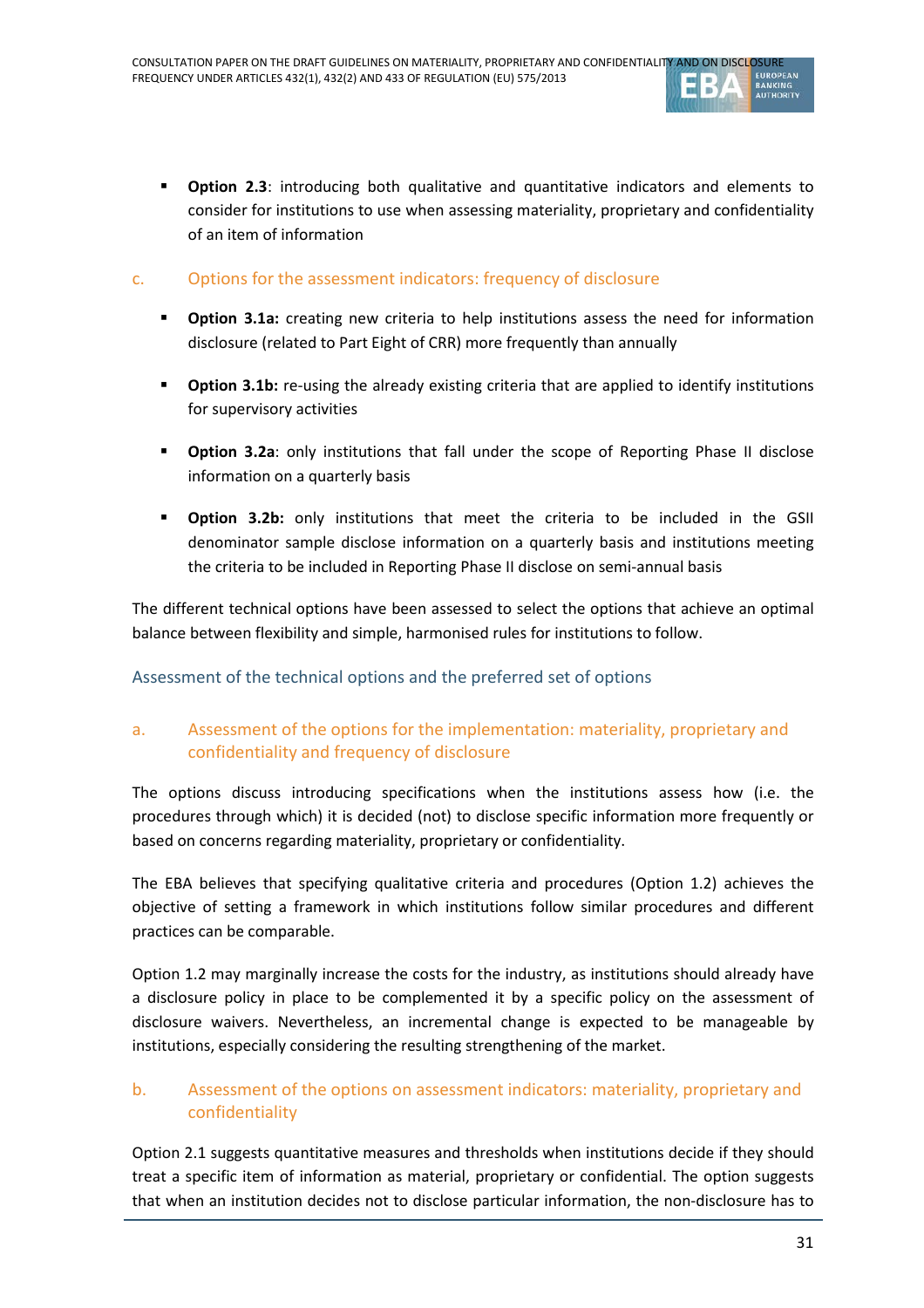- **Option 2.3**: introducing both qualitative and quantitative indicators and elements to consider for institutions to use when assessing materiality, proprietary and confidentiality of an item of information

### c. Options for the assessment indicators: frequency of disclosure

- **Option 3.1a:** creating new criteria to help institutions assess the need for information disclosure (related to Part Eight of CRR) more frequently than annually
- **Option 3.1b:** re-using the already existing criteria that are applied to identify institutions for supervisory activities
- **Option 3.2a**: only institutions that fall under the scope of Reporting Phase II disclose information on a quarterly basis
- **Option 3.2b:** only institutions that meet the criteria to be included in the GSII denominator sample disclose information on a quarterly basis and institutions meeting the criteria to be included in Reporting Phase II disclose on semi-annual basis

The different technical options have been assessed to select the options that achieve an optimal balance between flexibility and simple, harmonised rules for institutions to follow.

## Assessment of the technical options and the preferred set of options

### a. Assessment of the options for the implementation: materiality, proprietary and confidentiality and frequency of disclosure

The options discuss introducing specifications when the institutions assess how (i.e. the procedures through which) it is decided (not) to disclose specific information more frequently or based on concerns regarding materiality, proprietary or confidentiality.

The EBA believes that specifying qualitative criteria and procedures (Option 1.2) achieves the objective of setting a framework in which institutions follow similar procedures and different practices can be comparable.

Option 1.2 may marginally increase the costs for the industry, as institutions should already have a disclosure policy in place to be complemented it by a specific policy on the assessment of disclosure waivers. Nevertheless, an incremental change is expected to be manageable by institutions, especially considering the resulting strengthening of the market.

### b. Assessment of the options on assessment indicators: materiality, proprietary and confidentiality

Option 2.1 suggests quantitative measures and thresholds when institutions decide if they should treat a specific item of information as material, proprietary or confidential. The option suggests that when an institution decides not to disclose particular information, the non-disclosure has to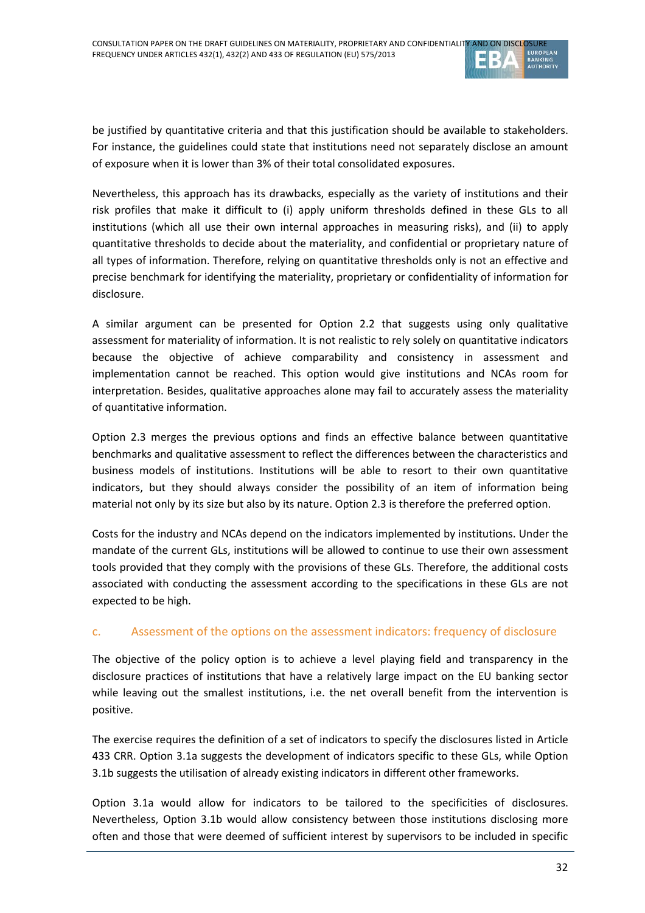be justified by quantitative criteria and that this justification should be available to stakeholders. For instance, the guidelines could state that institutions need not separately disclose an amount of exposure when it is lower than 3% of their total consolidated exposures.

Nevertheless, this approach has its drawbacks, especially as the variety of institutions and their risk profiles that make it difficult to (i) apply uniform thresholds defined in these GLs to all institutions (which all use their own internal approaches in measuring risks), and (ii) to apply quantitative thresholds to decide about the materiality, and confidential or proprietary nature of all types of information. Therefore, relying on quantitative thresholds only is not an effective and precise benchmark for identifying the materiality, proprietary or confidentiality of information for disclosure.

A similar argument can be presented for Option 2.2 that suggests using only qualitative assessment for materiality of information. It is not realistic to rely solely on quantitative indicators because the objective of achieve comparability and consistency in assessment and implementation cannot be reached. This option would give institutions and NCAs room for interpretation. Besides, qualitative approaches alone may fail to accurately assess the materiality of quantitative information.

Option 2.3 merges the previous options and finds an effective balance between quantitative benchmarks and qualitative assessment to reflect the differences between the characteristics and business models of institutions. Institutions will be able to resort to their own quantitative indicators, but they should always consider the possibility of an item of information being material not only by its size but also by its nature. Option 2.3 is therefore the preferred option.

Costs for the industry and NCAs depend on the indicators implemented by institutions. Under the mandate of the current GLs, institutions will be allowed to continue to use their own assessment tools provided that they comply with the provisions of these GLs. Therefore, the additional costs associated with conducting the assessment according to the specifications in these GLs are not expected to be high.

### c. Assessment of the options on the assessment indicators: frequency of disclosure

The objective of the policy option is to achieve a level playing field and transparency in the disclosure practices of institutions that have a relatively large impact on the EU banking sector while leaving out the smallest institutions, i.e. the net overall benefit from the intervention is positive.

The exercise requires the definition of a set of indicators to specify the disclosures listed in Article 433 CRR. Option 3.1a suggests the development of indicators specific to these GLs, while Option 3.1b suggests the utilisation of already existing indicators in different other frameworks.

Option 3.1a would allow for indicators to be tailored to the specificities of disclosures. Nevertheless, Option 3.1b would allow consistency between those institutions disclosing more often and those that were deemed of sufficient interest by supervisors to be included in specific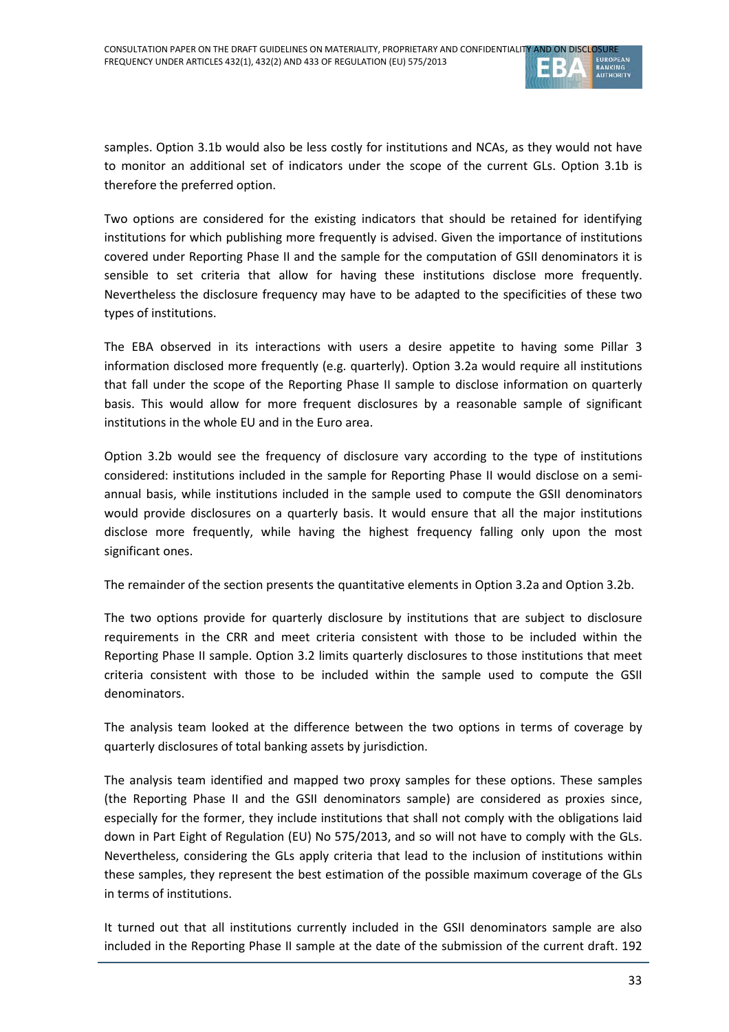samples. Option 3.1b would also be less costly for institutions and NCAs, as they would not have to monitor an additional set of indicators under the scope of the current GLs. Option 3.1b is therefore the preferred option.

Two options are considered for the existing indicators that should be retained for identifying institutions for which publishing more frequently is advised. Given the importance of institutions covered under Reporting Phase II and the sample for the computation of GSII denominators it is sensible to set criteria that allow for having these institutions disclose more frequently. Nevertheless the disclosure frequency may have to be adapted to the specificities of these two types of institutions.

The EBA observed in its interactions with users a desire appetite to having some Pillar 3 information disclosed more frequently (e.g. quarterly). Option 3.2a would require all institutions that fall under the scope of the Reporting Phase II sample to disclose information on quarterly basis. This would allow for more frequent disclosures by a reasonable sample of significant institutions in the whole EU and in the Euro area.

Option 3.2b would see the frequency of disclosure vary according to the type of institutions considered: institutions included in the sample for Reporting Phase II would disclose on a semi-annual basis, while institutions included in the sample used to compute the GSII denominators would provide disclosures on a quarterly basis. It would ensure that all the major institutions disclose more frequently, while having the highest frequency falling only upon the most significant ones.

The remainder of the section presents the quantitative elements in Option 3.2a and Option 3.2b.

The two options provide for quarterly disclosure by institutions that are subject to disclosure requirements in the CRR and meet criteria consistent with those to be included within the Reporting Phase II sample. Option 3.2 limits quarterly disclosures to those institutions that meet criteria consistent with those to be included within the sample used to compute the GSII denominators.

The analysis team looked at the difference between the two options in terms of coverage by quarterly disclosures of total banking assets by jurisdiction.

The analysis team identified and mapped two proxy samples for these options. These samples (the Reporting Phase II and the GSII denominators sample) are considered as proxies since, especially for the former, they include institutions that shall not comply with the obligations laid down in Part Eight of Regulation (EU) No 575/2013, and so will not have to comply with the GLs. Nevertheless, considering the GLs apply criteria that lead to the inclusion of institutions within these samples, they represent the best estimation of the possible maximum coverage of the GLs in terms of institutions.

It turned out that all institutions currently included in the GSII denominators sample are also included in the Reporting Phase II sample at the date of the submission of the current draft. 192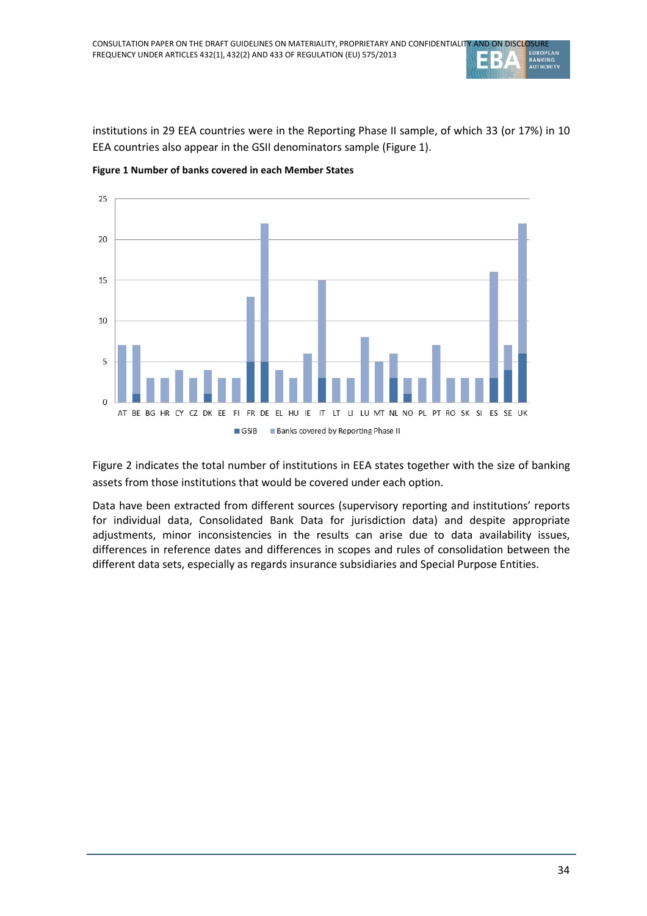institutions in 29 EEA countries were in the Reporting Phase II sample, of which 33 (or 17%) in 10 EEA countries also appear in the GSII denominators sample (Figure 1).

**Figure 1 Number of banks covered in each Member States**

Figure 2 indicates the total number of institutions in EEA states together with the size of banking assets from those institutions that would be covered under each option.

Data have been extracted from different sources (supervisory reporting and institutions' reports for individual data, Consolidated Bank Data for jurisdiction data) and despite appropriate adjustments, minor inconsistencies in the results can arise due to data availability issues, differences in reference dates and differences in scopes and rules of consolidation between the different data sets, especially as regards insurance subsidiaries and Special Purpose Entities.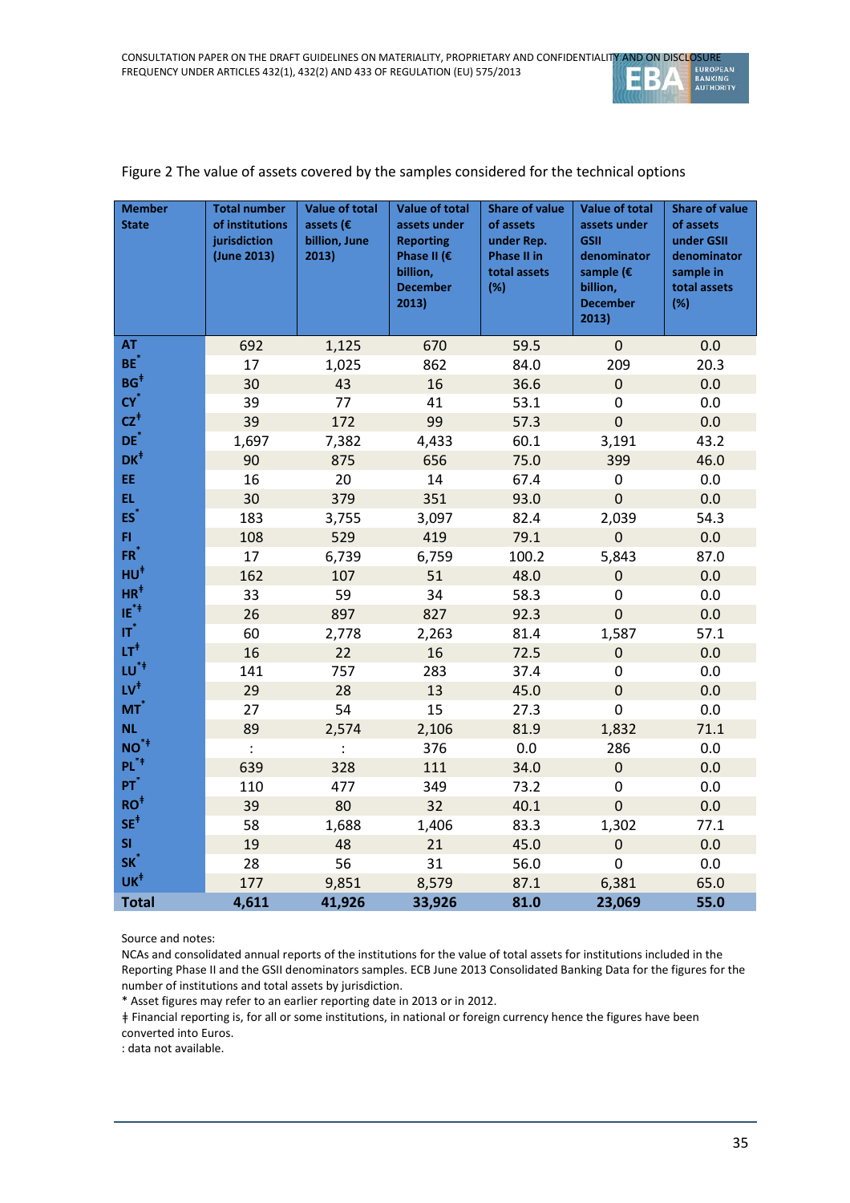Figure 2 The value of assets covered by the samples considered for the technical options

| Member State | Total number of institutions jurisdiction (June 2013) | Value of total assets (€ billion, June 2013) | Value of total assets under Reporting Phase II (€ billion, December 2013) | Share of value of assets under Rep. Phase II in total assets (%) | Value of total assets under GSII denominator sample (€ billion, December 2013) | Share of value of assets under GSII denominator sample in total assets (%) |
|---|---|---|---|---|---|---|
| AT | 692 | 1,125 | 670 | 59.5 | 0 | 0.0 |
| BE* | 17 | 1,025 | 862 | 84.0 | 209 | 20.3 |
| BG‡ | 30 | 43 | 16 | 36.6 | 0 | 0.0 |
| CY* | 39 | 77 | 41 | 53.1 | 0 | 0.0 |
| CZ‡ | 39 | 172 | 99 | 57.3 | 0 | 0.0 |
| DE* | 1,697 | 7,382 | 4,433 | 60.1 | 3,191 | 43.2 |
| DK‡ | 90 | 875 | 656 | 75.0 | 399 | 46.0 |
| EE | 16 | 20 | 14 | 67.4 | 0 | 0.0 |
| EL | 30 | 379 | 351 | 93.0 | 0 | 0.0 |
| ES* | 183 | 3,755 | 3,097 | 82.4 | 2,039 | 54.3 |
| FI | 108 | 529 | 419 | 79.1 | 0 | 0.0 |
| FR* | 17 | 6,739 | 6,759 | 100.2 | 5,843 | 87.0 |
| HU‡ | 162 | 107 | 51 | 48.0 | 0 | 0.0 |
| HR‡ | 33 | 59 | 34 | 58.3 | 0 | 0.0 |
| IE*‡ | 26 | 897 | 827 | 92.3 | 0 | 0.0 |
| IT* | 60 | 2,778 | 2,263 | 81.4 | 1,587 | 57.1 |
| LT‡ | 16 | 22 | 16 | 72.5 | 0 | 0.0 |
| LU*‡ | 141 | 757 | 283 | 37.4 | 0 | 0.0 |
| LV‡ | 29 | 28 | 13 | 45.0 | 0 | 0.0 |
| MT* | 27 | 54 | 15 | 27.3 | 0 | 0.0 |
| NL | 89 | 2,574 | 2,106 | 81.9 | 1,832 | 71.1 |
| NO*‡ | : | : | 376 | 0.0 | 286 | 0.0 |
| PL*‡ | 639 | 328 | 111 | 34.0 | 0 | 0.0 |
| PT* | 110 | 477 | 349 | 73.2 | 0 | 0.0 |
| RO‡ | 39 | 80 | 32 | 40.1 | 0 | 0.0 |
| SE‡ | 58 | 1,688 | 1,406 | 83.3 | 1,302 | 77.1 |
| SI | 19 | 48 | 21 | 45.0 | 0 | 0.0 |
| SK* | 28 | 56 | 31 | 56.0 | 0 | 0.0 |
| UK‡ | 177 | 9,851 | 8,579 | 87.1 | 6,381 | 65.0 |
| **Total** | **4,611** | **41,926** | **33,926** | **81.0** | **23,069** | **55.0** |

Source and notes:

NCAs and consolidated annual reports of the institutions for the value of total assets for institutions included in the Reporting Phase II and the GSII denominators samples. ECB June 2013 Consolidated Banking Data for the figures for the number of institutions and total assets by jurisdiction.

* Asset figures may refer to an earlier reporting date in 2013 or in 2012.

‡ Financial reporting is, for all or some institutions, in national or foreign currency hence the figures have been converted into Euros.

: data not available.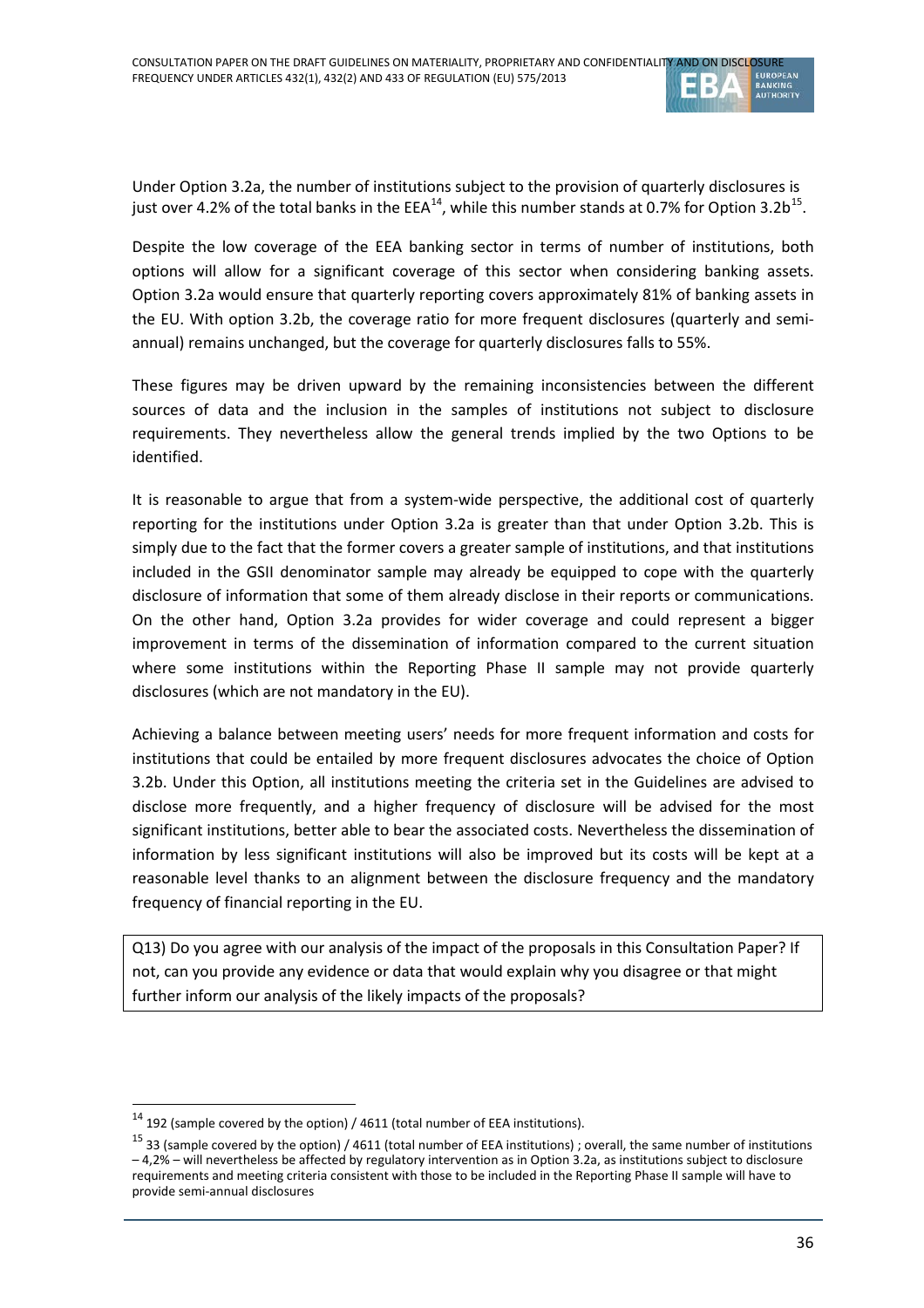Under Option 3.2a, the number of institutions subject to the provision of quarterly disclosures is just over 4.2% of the total banks in the EEA[14], while this number stands at 0.7% for Option 3.2b[15].

Despite the low coverage of the EEA banking sector in terms of number of institutions, both options will allow for a significant coverage of this sector when considering banking assets. Option 3.2a would ensure that quarterly reporting covers approximately 81% of banking assets in the EU. With option 3.2b, the coverage ratio for more frequent disclosures (quarterly and semi-annual) remains unchanged, but the coverage for quarterly disclosures falls to 55%.

These figures may be driven upward by the remaining inconsistencies between the different sources of data and the inclusion in the samples of institutions not subject to disclosure requirements. They nevertheless allow the general trends implied by the two Options to be identified.

It is reasonable to argue that from a system-wide perspective, the additional cost of quarterly reporting for the institutions under Option 3.2a is greater than that under Option 3.2b. This is simply due to the fact that the former covers a greater sample of institutions, and that institutions included in the GSII denominator sample may already be equipped to cope with the quarterly disclosure of information that some of them already disclose in their reports or communications. On the other hand, Option 3.2a provides for wider coverage and could represent a bigger improvement in terms of the dissemination of information compared to the current situation where some institutions within the Reporting Phase II sample may not provide quarterly disclosures (which are not mandatory in the EU).

Achieving a balance between meeting users' needs for more frequent information and costs for institutions that could be entailed by more frequent disclosures advocates the choice of Option 3.2b. Under this Option, all institutions meeting the criteria set in the Guidelines are advised to disclose more frequently, and a higher frequency of disclosure will be advised for the most significant institutions, better able to bear the associated costs. Nevertheless the dissemination of information by less significant institutions will also be improved but its costs will be kept at a reasonable level thanks to an alignment between the disclosure frequency and the mandatory frequency of financial reporting in the EU.

| Q13) Do you agree with our analysis of the impact of the proposals in this Consultation Paper? If not, can you provide any evidence or data that would explain why you disagree or that might further inform our analysis of the likely impacts of the proposals? |
| --- |

---

[14] 192 (sample covered by the option) / 4611 (total number of EEA institutions).

[15] 33 (sample covered by the option) / 4611 (total number of EEA institutions) ; overall, the same number of institutions – 4,2% – will nevertheless be affected by regulatory intervention as in Option 3.2a, as institutions subject to disclosure requirements and meeting criteria consistent with those to be included in the Reporting Phase II sample will have to provide semi-annual disclosures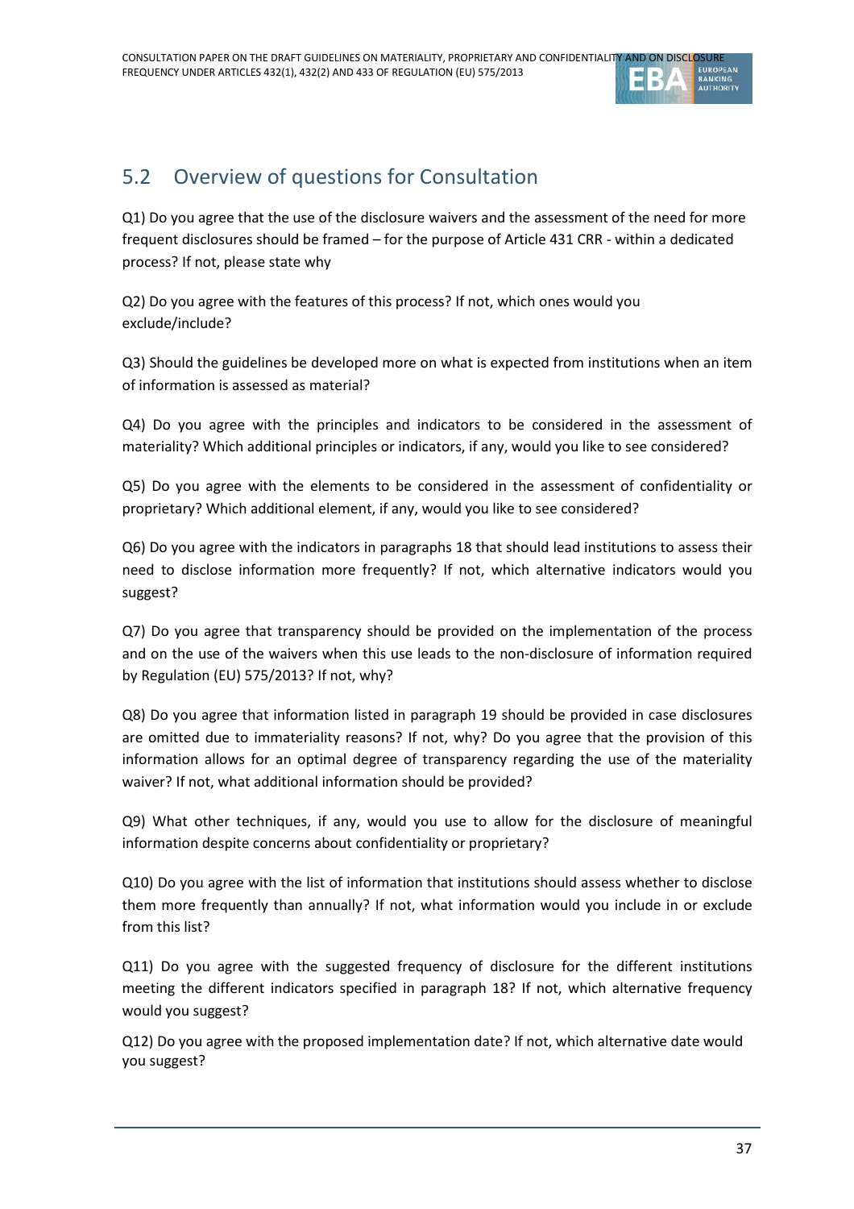## 5.2 Overview of questions for Consultation

Q1) Do you agree that the use of the disclosure waivers and the assessment of the need for more frequent disclosures should be framed – for the purpose of Article 431 CRR - within a dedicated process? If not, please state why

Q2) Do you agree with the features of this process? If not, which ones would you exclude/include?

Q3) Should the guidelines be developed more on what is expected from institutions when an item of information is assessed as material?

Q4) Do you agree with the principles and indicators to be considered in the assessment of materiality? Which additional principles or indicators, if any, would you like to see considered?

Q5) Do you agree with the elements to be considered in the assessment of confidentiality or proprietary? Which additional element, if any, would you like to see considered?

Q6) Do you agree with the indicators in paragraphs 18 that should lead institutions to assess their need to disclose information more frequently? If not, which alternative indicators would you suggest?

Q7) Do you agree that transparency should be provided on the implementation of the process and on the use of the waivers when this use leads to the non-disclosure of information required by Regulation (EU) 575/2013? If not, why?

Q8) Do you agree that information listed in paragraph 19 should be provided in case disclosures are omitted due to immateriality reasons? If not, why? Do you agree that the provision of this information allows for an optimal degree of transparency regarding the use of the materiality waiver? If not, what additional information should be provided?

Q9) What other techniques, if any, would you use to allow for the disclosure of meaningful information despite concerns about confidentiality or proprietary?

Q10) Do you agree with the list of information that institutions should assess whether to disclose them more frequently than annually? If not, what information would you include in or exclude from this list?

Q11) Do you agree with the suggested frequency of disclosure for the different institutions meeting the different indicators specified in paragraph 18? If not, which alternative frequency would you suggest?

Q12) Do you agree with the proposed implementation date? If not, which alternative date would you suggest?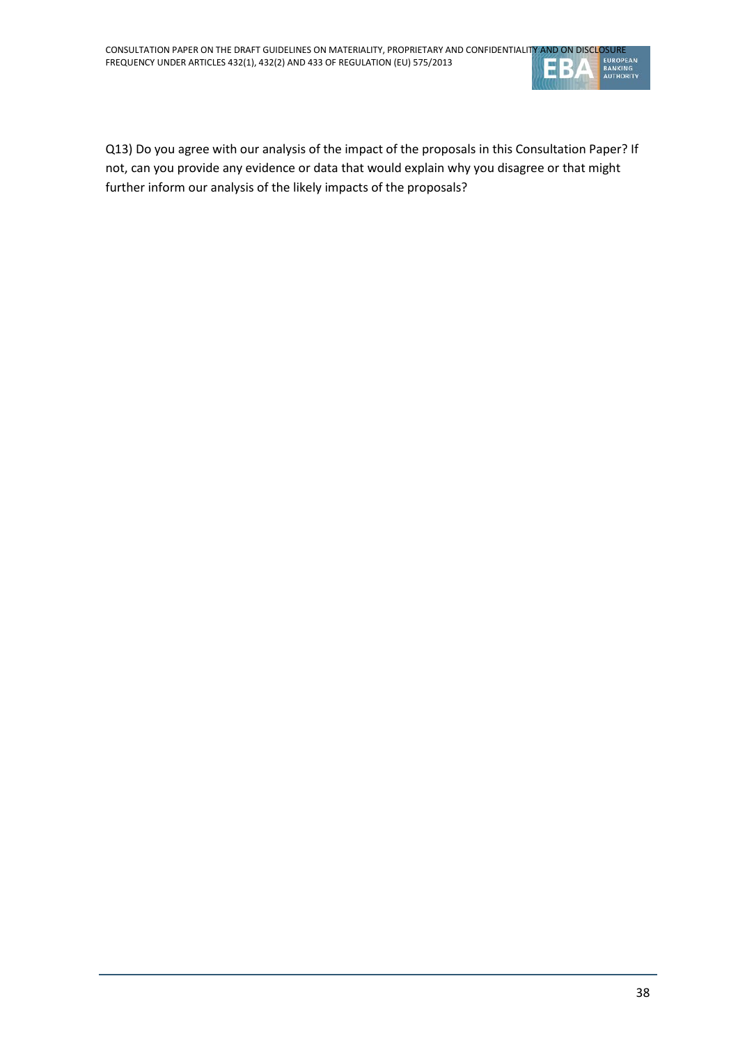Q13) Do you agree with our analysis of the impact of the proposals in this Consultation Paper? If not, can you provide any evidence or data that would explain why you disagree or that might further inform our analysis of the likely impacts of the proposals?